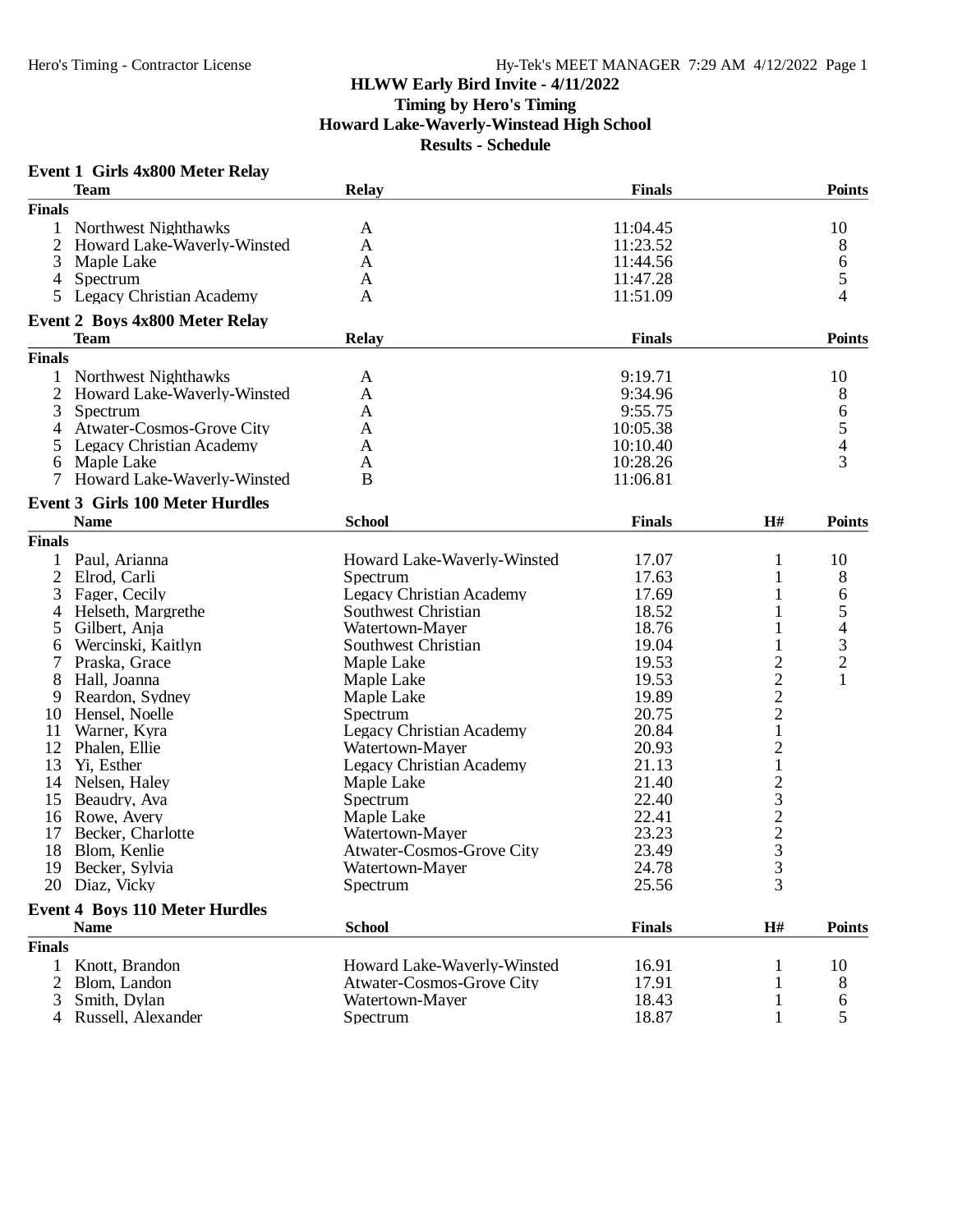# HLWW Early Bird Invite - 4/11/2022

**Timing by Hero's Timing**

**Howard Lake-Waverly-Winstead High School**

**Results - Schedule**

### Event 1 Girls 4x800 Meter Relay

| | Team | Relay | Finals | Points |
|---|---|---|---|---|
| **Finals** | | | | |
| 1 | Northwest Nighthawks | A | 11:04.45 | 10 |
| 2 | Howard Lake-Waverly-Winsted | A | 11:23.52 | 8 |
| 3 | Maple Lake | A | 11:44.56 | 6 |
| 4 | Spectrum | A | 11:47.28 | 5 |
| 5 | Legacy Christian Academy | A | 11:51.09 | 4 |

### Event 2 Boys 4x800 Meter Relay

| | Team | Relay | Finals | Points |
|---|---|---|---|---|
| **Finals** | | | | |
| 1 | Northwest Nighthawks | A | 9:19.71 | 10 |
| 2 | Howard Lake-Waverly-Winsted | A | 9:34.96 | 8 |
| 3 | Spectrum | A | 9:55.75 | 6 |
| 4 | Atwater-Cosmos-Grove City | A | 10:05.38 | 5 |
| 5 | Legacy Christian Academy | A | 10:10.40 | 4 |
| 6 | Maple Lake | A | 10:28.26 | 3 |
| 7 | Howard Lake-Waverly-Winsted | B | 11:06.81 | |

### Event 3 Girls 100 Meter Hurdles

| | Name | School | Finals | H# | Points |
|---|---|---|---|---|---|
| **Finals** | | | | | |
| 1 | Paul, Arianna | Howard Lake-Waverly-Winsted | 17.07 | 1 | 10 |
| 2 | Elrod, Carli | Spectrum | 17.63 | 1 | 8 |
| 3 | Fager, Cecily | Legacy Christian Academy | 17.69 | 1 | 6 |
| 4 | Helseth, Margrethe | Southwest Christian | 18.52 | 1 | 5 |
| 5 | Gilbert, Anja | Watertown-Mayer | 18.76 | 1 | 4 |
| 6 | Wercinski, Kaitlyn | Southwest Christian | 19.04 | 1 | 3 |
| 7 | Praska, Grace | Maple Lake | 19.53 | 2 | 2 |
| 8 | Hall, Joanna | Maple Lake | 19.53 | 2 | 1 |
| 9 | Reardon, Sydney | Maple Lake | 19.89 | 2 | |
| 10 | Hensel, Noelle | Spectrum | 20.75 | 2 | |
| 11 | Warner, Kyra | Legacy Christian Academy | 20.84 | 1 | |
| 12 | Phalen, Ellie | Watertown-Mayer | 20.93 | 2 | |
| 13 | Yi, Esther | Legacy Christian Academy | 21.13 | 1 | |
| 14 | Nelsen, Haley | Maple Lake | 21.40 | 2 | |
| 15 | Beaudry, Ava | Spectrum | 22.40 | 3 | |
| 16 | Rowe, Avery | Maple Lake | 22.41 | 2 | |
| 17 | Becker, Charlotte | Watertown-Mayer | 23.23 | 2 | |
| 18 | Blom, Kenlie | Atwater-Cosmos-Grove City | 23.49 | 3 | |
| 19 | Becker, Sylvia | Watertown-Mayer | 24.78 | 3 | |
| 20 | Diaz, Vicky | Spectrum | 25.56 | 3 | |

### Event 4 Boys 110 Meter Hurdles

| | Name | School | Finals | H# | Points |
|---|---|---|---|---|---|
| **Finals** | | | | | |
| 1 | Knott, Brandon | Howard Lake-Waverly-Winsted | 16.91 | 1 | 10 |
| 2 | Blom, Landon | Atwater-Cosmos-Grove City | 17.91 | 1 | 8 |
| 3 | Smith, Dylan | Watertown-Mayer | 18.43 | 1 | 6 |
| 4 | Russell, Alexander | Spectrum | 18.87 | 1 | 5 |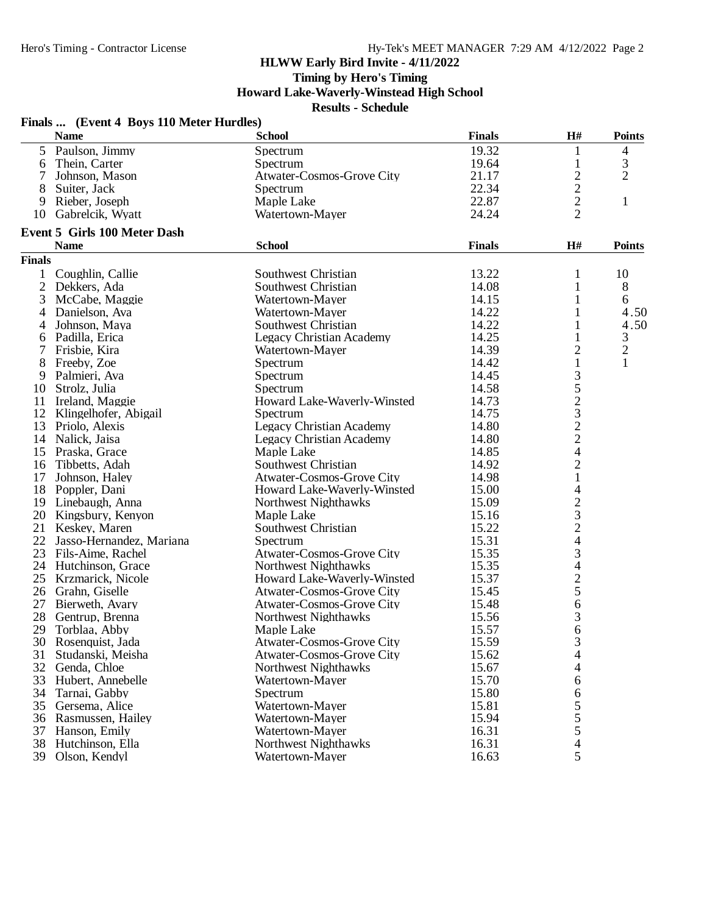## HLWW Early Bird Invite - 4/11/2022

**Timing by Hero's Timing**

**Howard Lake-Waverly-Winstead High School**

**Results - Schedule**

### Finals ... (Event 4 Boys 110 Meter Hurdles)

| | Name | School | Finals | H# | Points |
|---|---|---|---|---|---|
| 5 | Paulson, Jimmy | Spectrum | 19.32 | 1 | 4 |
| 6 | Thein, Carter | Spectrum | 19.64 | 1 | 3 |
| 7 | Johnson, Mason | Atwater-Cosmos-Grove City | 21.17 | 2 | 2 |
| 8 | Suiter, Jack | Spectrum | 22.34 | 2 | |
| 9 | Rieber, Joseph | Maple Lake | 22.87 | 2 | 1 |
| 10 | Gabrelcik, Wyatt | Watertown-Mayer | 24.24 | 2 | |

### Event 5 Girls 100 Meter Dash

| | Name | School | Finals | H# | Points |
|---|---|---|---|---|---|
| **Finals** | | | | | |
| 1 | Coughlin, Callie | Southwest Christian | 13.22 | 1 | 10 |
| 2 | Dekkers, Ada | Southwest Christian | 14.08 | 1 | 8 |
| 3 | McCabe, Maggie | Watertown-Mayer | 14.15 | 1 | 6 |
| 4 | Danielson, Ava | Watertown-Mayer | 14.22 | 1 | 4.50 |
| 4 | Johnson, Maya | Southwest Christian | 14.22 | 1 | 4.50 |
| 6 | Padilla, Erica | Legacy Christian Academy | 14.25 | 1 | 3 |
| 7 | Frisbie, Kira | Watertown-Mayer | 14.39 | 2 | 2 |
| 8 | Freeby, Zoe | Spectrum | 14.42 | 1 | 1 |
| 9 | Palmieri, Ava | Spectrum | 14.45 | 3 | |
| 10 | Strolz, Julia | Spectrum | 14.58 | 5 | |
| 11 | Ireland, Maggie | Howard Lake-Waverly-Winsted | 14.73 | 2 | |
| 12 | Klingelhofer, Abigail | Spectrum | 14.75 | 3 | |
| 13 | Priolo, Alexis | Legacy Christian Academy | 14.80 | 2 | |
| 14 | Nalick, Jaisa | Legacy Christian Academy | 14.80 | 2 | |
| 15 | Praska, Grace | Maple Lake | 14.85 | 4 | |
| 16 | Tibbetts, Adah | Southwest Christian | 14.92 | 2 | |
| 17 | Johnson, Haley | Atwater-Cosmos-Grove City | 14.98 | 1 | |
| 18 | Poppler, Dani | Howard Lake-Waverly-Winsted | 15.00 | 4 | |
| 19 | Linebaugh, Anna | Northwest Nighthawks | 15.09 | 2 | |
| 20 | Kingsbury, Kenyon | Maple Lake | 15.16 | 3 | |
| 21 | Keskey, Maren | Southwest Christian | 15.22 | 2 | |
| 22 | Jasso-Hernandez, Mariana | Spectrum | 15.31 | 4 | |
| 23 | Fils-Aime, Rachel | Atwater-Cosmos-Grove City | 15.35 | 3 | |
| 24 | Hutchinson, Grace | Northwest Nighthawks | 15.35 | 4 | |
| 25 | Krzmarick, Nicole | Howard Lake-Waverly-Winsted | 15.37 | 2 | |
| 26 | Grahn, Giselle | Atwater-Cosmos-Grove City | 15.45 | 5 | |
| 27 | Bierweth, Avary | Atwater-Cosmos-Grove City | 15.48 | 6 | |
| 28 | Gentrup, Brenna | Northwest Nighthawks | 15.56 | 3 | |
| 29 | Torblaa, Abby | Maple Lake | 15.57 | 6 | |
| 30 | Rosenquist, Jada | Atwater-Cosmos-Grove City | 15.59 | 3 | |
| 31 | Studanski, Meisha | Atwater-Cosmos-Grove City | 15.62 | 4 | |
| 32 | Genda, Chloe | Northwest Nighthawks | 15.67 | 4 | |
| 33 | Hubert, Annebelle | Watertown-Mayer | 15.70 | 6 | |
| 34 | Tarnai, Gabby | Spectrum | 15.80 | 6 | |
| 35 | Gersema, Alice | Watertown-Mayer | 15.81 | 5 | |
| 36 | Rasmussen, Hailey | Watertown-Mayer | 15.94 | 5 | |
| 37 | Hanson, Emily | Watertown-Mayer | 16.31 | 5 | |
| 38 | Hutchinson, Ella | Northwest Nighthawks | 16.31 | 4 | |
| 39 | Olson, Kendyl | Watertown-Mayer | 16.63 | 5 | |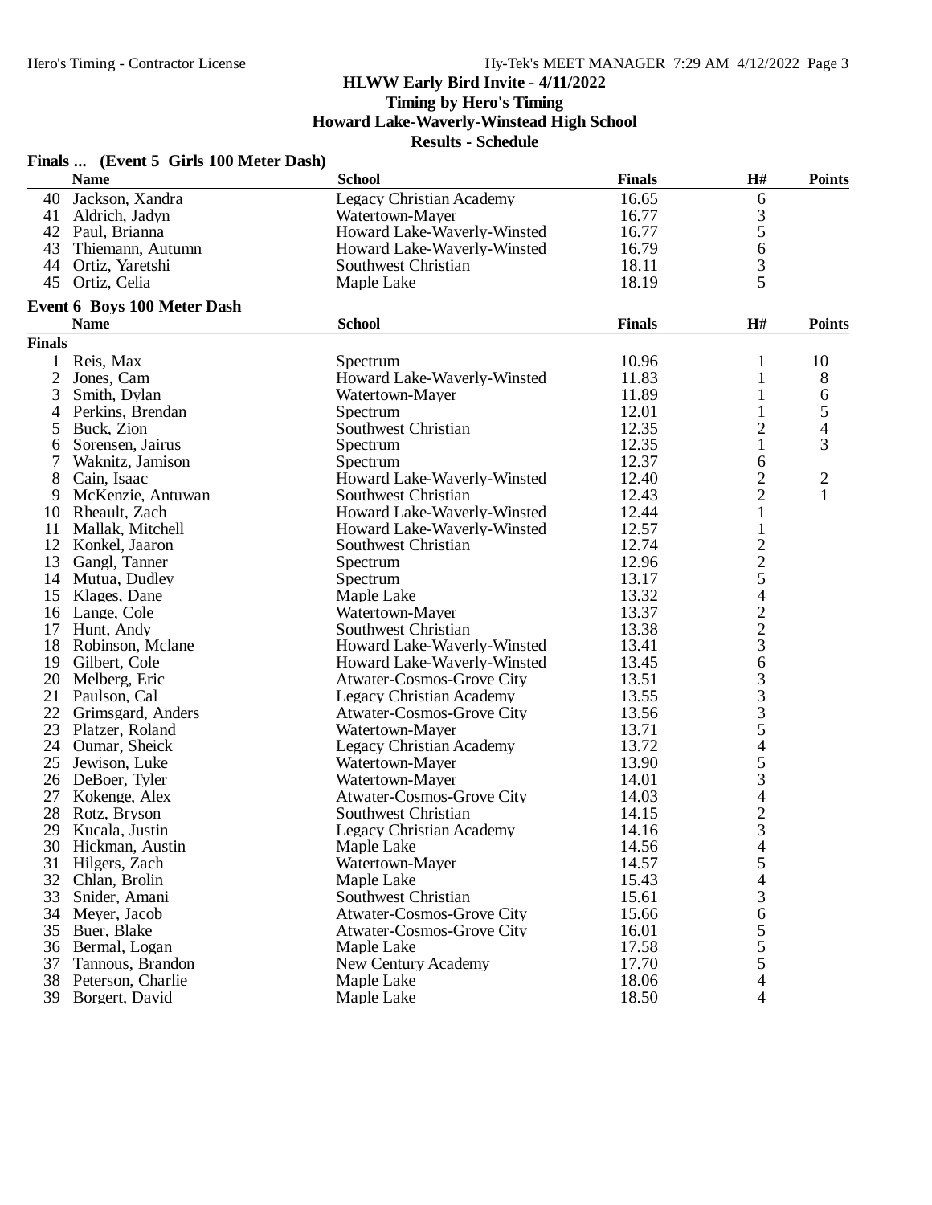**HLWW Early Bird Invite - 4/11/2022**

**Timing by Hero's Timing**

**Howard Lake-Waverly-Winstead High School**

**Results - Schedule**

### Finals ... (Event 5 Girls 100 Meter Dash)

| | Name | School | Finals | H# | Points |
|---|---|---|---|---|---|
| 40 | Jackson, Xandra | Legacy Christian Academy | 16.65 | 6 | |
| 41 | Aldrich, Jadyn | Watertown-Mayer | 16.77 | 3 | |
| 42 | Paul, Brianna | Howard Lake-Waverly-Winsted | 16.77 | 5 | |
| 43 | Thiemann, Autumn | Howard Lake-Waverly-Winsted | 16.79 | 6 | |
| 44 | Ortiz, Yaretshi | Southwest Christian | 18.11 | 3 | |
| 45 | Ortiz, Celia | Maple Lake | 18.19 | 5 | |

### Event 6 Boys 100 Meter Dash

| | Name | School | Finals | H# | Points |
|---|---|---|---|---|---|
| **Finals** | | | | | |
| 1 | Reis, Max | Spectrum | 10.96 | 1 | 10 |
| 2 | Jones, Cam | Howard Lake-Waverly-Winsted | 11.83 | 1 | 8 |
| 3 | Smith, Dylan | Watertown-Mayer | 11.89 | 1 | 6 |
| 4 | Perkins, Brendan | Spectrum | 12.01 | 1 | 5 |
| 5 | Buck, Zion | Southwest Christian | 12.35 | 2 | 4 |
| 6 | Sorensen, Jairus | Spectrum | 12.35 | 1 | 3 |
| 7 | Waknitz, Jamison | Spectrum | 12.37 | 6 | |
| 8 | Cain, Isaac | Howard Lake-Waverly-Winsted | 12.40 | 2 | 2 |
| 9 | McKenzie, Antuwan | Southwest Christian | 12.43 | 2 | 1 |
| 10 | Rheault, Zach | Howard Lake-Waverly-Winsted | 12.44 | 1 | |
| 11 | Mallak, Mitchell | Howard Lake-Waverly-Winsted | 12.57 | 1 | |
| 12 | Konkel, Jaaron | Southwest Christian | 12.74 | 2 | |
| 13 | Gangl, Tanner | Spectrum | 12.96 | 2 | |
| 14 | Mutua, Dudley | Spectrum | 13.17 | 5 | |
| 15 | Klages, Dane | Maple Lake | 13.32 | 4 | |
| 16 | Lange, Cole | Watertown-Mayer | 13.37 | 2 | |
| 17 | Hunt, Andy | Southwest Christian | 13.38 | 2 | |
| 18 | Robinson, Mclane | Howard Lake-Waverly-Winsted | 13.41 | 3 | |
| 19 | Gilbert, Cole | Howard Lake-Waverly-Winsted | 13.45 | 6 | |
| 20 | Melberg, Eric | Atwater-Cosmos-Grove City | 13.51 | 3 | |
| 21 | Paulson, Cal | Legacy Christian Academy | 13.55 | 3 | |
| 22 | Grimsgard, Anders | Atwater-Cosmos-Grove City | 13.56 | 3 | |
| 23 | Platzer, Roland | Watertown-Mayer | 13.71 | 5 | |
| 24 | Oumar, Sheick | Legacy Christian Academy | 13.72 | 4 | |
| 25 | Jewison, Luke | Watertown-Mayer | 13.90 | 5 | |
| 26 | DeBoer, Tyler | Watertown-Mayer | 14.01 | 3 | |
| 27 | Kokenge, Alex | Atwater-Cosmos-Grove City | 14.03 | 4 | |
| 28 | Rotz, Bryson | Southwest Christian | 14.15 | 2 | |
| 29 | Kucala, Justin | Legacy Christian Academy | 14.16 | 3 | |
| 30 | Hickman, Austin | Maple Lake | 14.56 | 4 | |
| 31 | Hilgers, Zach | Watertown-Mayer | 14.57 | 5 | |
| 32 | Chlan, Brolin | Maple Lake | 15.43 | 4 | |
| 33 | Snider, Amani | Southwest Christian | 15.61 | 3 | |
| 34 | Meyer, Jacob | Atwater-Cosmos-Grove City | 15.66 | 6 | |
| 35 | Buer, Blake | Atwater-Cosmos-Grove City | 16.01 | 5 | |
| 36 | Bermal, Logan | Maple Lake | 17.58 | 5 | |
| 37 | Tannous, Brandon | New Century Academy | 17.70 | 5 | |
| 38 | Peterson, Charlie | Maple Lake | 18.06 | 4 | |
| 39 | Borgert, David | Maple Lake | 18.50 | 4 | |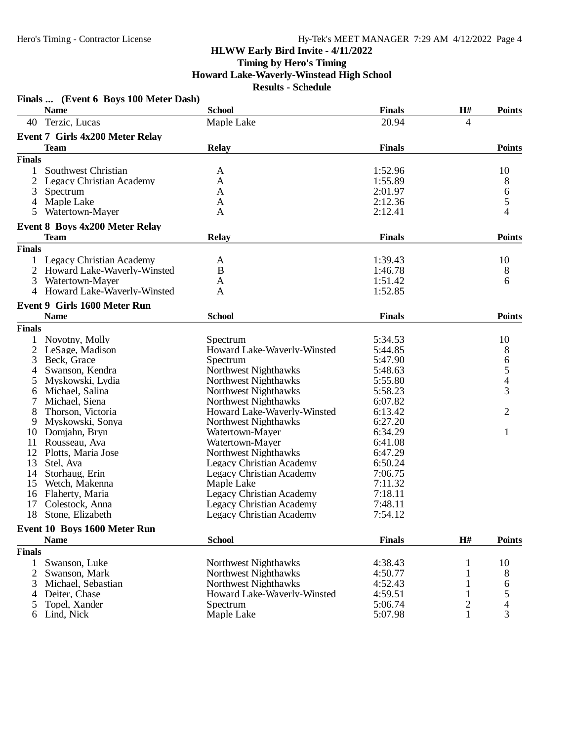HLWW Early Bird Invite - 4/11/2022

Timing by Hero's Timing

Howard Lake-Waverly-Winstead High School

Results - Schedule

**Finals ... (Event 6 Boys 100 Meter Dash)**

| | Name | School | Finals | H# | Points |
|---|---|---|---|---|---|
| 40 | Terzic, Lucas | Maple Lake | 20.94 | 4 | |

**Event 7 Girls 4x200 Meter Relay**

| | Team | Relay | Finals | Points |
|---|---|---|---|---|
| **Finals** | | | | |
| 1 | Southwest Christian | A | 1:52.96 | 10 |
| 2 | Legacy Christian Academy | A | 1:55.89 | 8 |
| 3 | Spectrum | A | 2:01.97 | 6 |
| 4 | Maple Lake | A | 2:12.36 | 5 |
| 5 | Watertown-Mayer | A | 2:12.41 | 4 |

**Event 8 Boys 4x200 Meter Relay**

| | Team | Relay | Finals | Points |
|---|---|---|---|---|
| **Finals** | | | | |
| 1 | Legacy Christian Academy | A | 1:39.43 | 10 |
| 2 | Howard Lake-Waverly-Winsted | B | 1:46.78 | 8 |
| 3 | Watertown-Mayer | A | 1:51.42 | 6 |
| 4 | Howard Lake-Waverly-Winsted | A | 1:52.85 | |

**Event 9 Girls 1600 Meter Run**

| | Name | School | Finals | Points |
|---|---|---|---|---|
| **Finals** | | | | |
| 1 | Novotny, Molly | Spectrum | 5:34.53 | 10 |
| 2 | LeSage, Madison | Howard Lake-Waverly-Winsted | 5:44.85 | 8 |
| 3 | Beck, Grace | Spectrum | 5:47.90 | 6 |
| 4 | Swanson, Kendra | Northwest Nighthawks | 5:48.63 | 5 |
| 5 | Myskowski, Lydia | Northwest Nighthawks | 5:55.80 | 4 |
| 6 | Michael, Salina | Northwest Nighthawks | 5:58.23 | 3 |
| 7 | Michael, Siena | Northwest Nighthawks | 6:07.82 | |
| 8 | Thorson, Victoria | Howard Lake-Waverly-Winsted | 6:13.42 | 2 |
| 9 | Myskowski, Sonya | Northwest Nighthawks | 6:27.20 | |
| 10 | Domjahn, Bryn | Watertown-Mayer | 6:34.29 | 1 |
| 11 | Rousseau, Ava | Watertown-Mayer | 6:41.08 | |
| 12 | Plotts, Maria Jose | Northwest Nighthawks | 6:47.29 | |
| 13 | Stel, Ava | Legacy Christian Academy | 6:50.24 | |
| 14 | Storhaug, Erin | Legacy Christian Academy | 7:06.75 | |
| 15 | Wetch, Makenna | Maple Lake | 7:11.32 | |
| 16 | Flaherty, Maria | Legacy Christian Academy | 7:18.11 | |
| 17 | Colestock, Anna | Legacy Christian Academy | 7:48.11 | |
| 18 | Stone, Elizabeth | Legacy Christian Academy | 7:54.12 | |

**Event 10 Boys 1600 Meter Run**

| | Name | School | Finals | H# | Points |
|---|---|---|---|---|---|
| **Finals** | | | | | |
| 1 | Swanson, Luke | Northwest Nighthawks | 4:38.43 | 1 | 10 |
| 2 | Swanson, Mark | Northwest Nighthawks | 4:50.77 | 1 | 8 |
| 3 | Michael, Sebastian | Northwest Nighthawks | 4:52.43 | 1 | 6 |
| 4 | Deiter, Chase | Howard Lake-Waverly-Winsted | 4:59.51 | 1 | 5 |
| 5 | Topel, Xander | Spectrum | 5:06.74 | 2 | 4 |
| 6 | Lind, Nick | Maple Lake | 5:07.98 | 1 | 3 |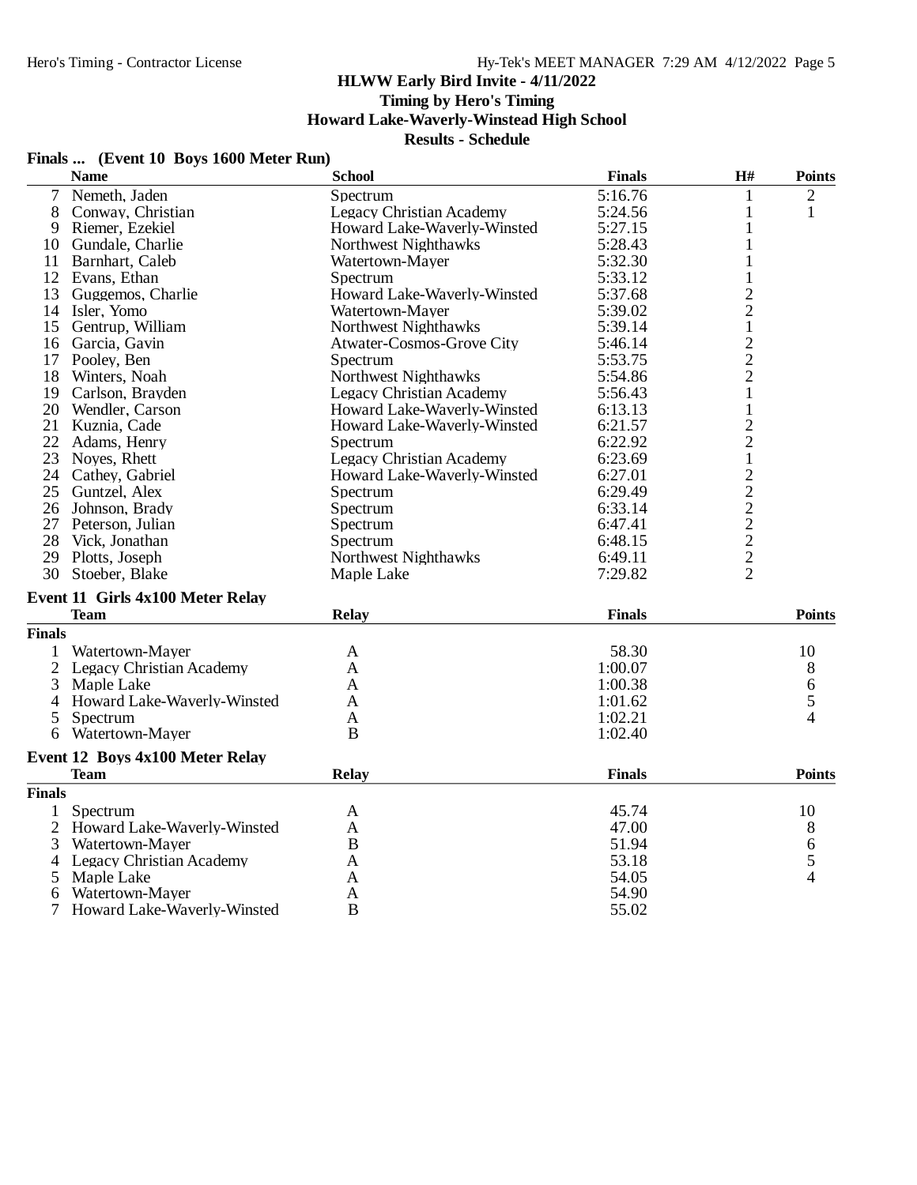HLWW Early Bird Invite - 4/11/2022

Timing by Hero's Timing

Howard Lake-Waverly-Winstead High School

Results - Schedule

### Finals ... (Event 10 Boys 1600 Meter Run)

| | Name | School | Finals | H# | Points |
|---|---|---|---|---|---|
| 7 | Nemeth, Jaden | Spectrum | 5:16.76 | 1 | 2 |
| 8 | Conway, Christian | Legacy Christian Academy | 5:24.56 | 1 | 1 |
| 9 | Riemer, Ezekiel | Howard Lake-Waverly-Winsted | 5:27.15 | 1 | |
| 10 | Gundale, Charlie | Northwest Nighthawks | 5:28.43 | 1 | |
| 11 | Barnhart, Caleb | Watertown-Mayer | 5:32.30 | 1 | |
| 12 | Evans, Ethan | Spectrum | 5:33.12 | 1 | |
| 13 | Guggemos, Charlie | Howard Lake-Waverly-Winsted | 5:37.68 | 2 | |
| 14 | Isler, Yomo | Watertown-Mayer | 5:39.02 | 2 | |
| 15 | Gentrup, William | Northwest Nighthawks | 5:39.14 | 1 | |
| 16 | Garcia, Gavin | Atwater-Cosmos-Grove City | 5:46.14 | 2 | |
| 17 | Pooley, Ben | Spectrum | 5:53.75 | 2 | |
| 18 | Winters, Noah | Northwest Nighthawks | 5:54.86 | 2 | |
| 19 | Carlson, Brayden | Legacy Christian Academy | 5:56.43 | 1 | |
| 20 | Wendler, Carson | Howard Lake-Waverly-Winsted | 6:13.13 | 1 | |
| 21 | Kuznia, Cade | Howard Lake-Waverly-Winsted | 6:21.57 | 2 | |
| 22 | Adams, Henry | Spectrum | 6:22.92 | 2 | |
| 23 | Noyes, Rhett | Legacy Christian Academy | 6:23.69 | 1 | |
| 24 | Cathey, Gabriel | Howard Lake-Waverly-Winsted | 6:27.01 | 2 | |
| 25 | Guntzel, Alex | Spectrum | 6:29.49 | 2 | |
| 26 | Johnson, Brady | Spectrum | 6:33.14 | 2 | |
| 27 | Peterson, Julian | Spectrum | 6:47.41 | 2 | |
| 28 | Vick, Jonathan | Spectrum | 6:48.15 | 2 | |
| 29 | Plotts, Joseph | Northwest Nighthawks | 6:49.11 | 2 | |
| 30 | Stoeber, Blake | Maple Lake | 7:29.82 | 2 | |

### Event 11 Girls 4x100 Meter Relay

| | Team | Relay | Finals | Points |
|---|---|---|---|---|
| **Finals** | | | | |
| 1 | Watertown-Mayer | A | 58.30 | 10 |
| 2 | Legacy Christian Academy | A | 1:00.07 | 8 |
| 3 | Maple Lake | A | 1:00.38 | 6 |
| 4 | Howard Lake-Waverly-Winsted | A | 1:01.62 | 5 |
| 5 | Spectrum | A | 1:02.21 | 4 |
| 6 | Watertown-Mayer | B | 1:02.40 | |

### Event 12 Boys 4x100 Meter Relay

| | Team | Relay | Finals | Points |
|---|---|---|---|---|
| **Finals** | | | | |
| 1 | Spectrum | A | 45.74 | 10 |
| 2 | Howard Lake-Waverly-Winsted | A | 47.00 | 8 |
| 3 | Watertown-Mayer | B | 51.94 | 6 |
| 4 | Legacy Christian Academy | A | 53.18 | 5 |
| 5 | Maple Lake | A | 54.05 | 4 |
| 6 | Watertown-Mayer | A | 54.90 | |
| 7 | Howard Lake-Waverly-Winsted | B | 55.02 | |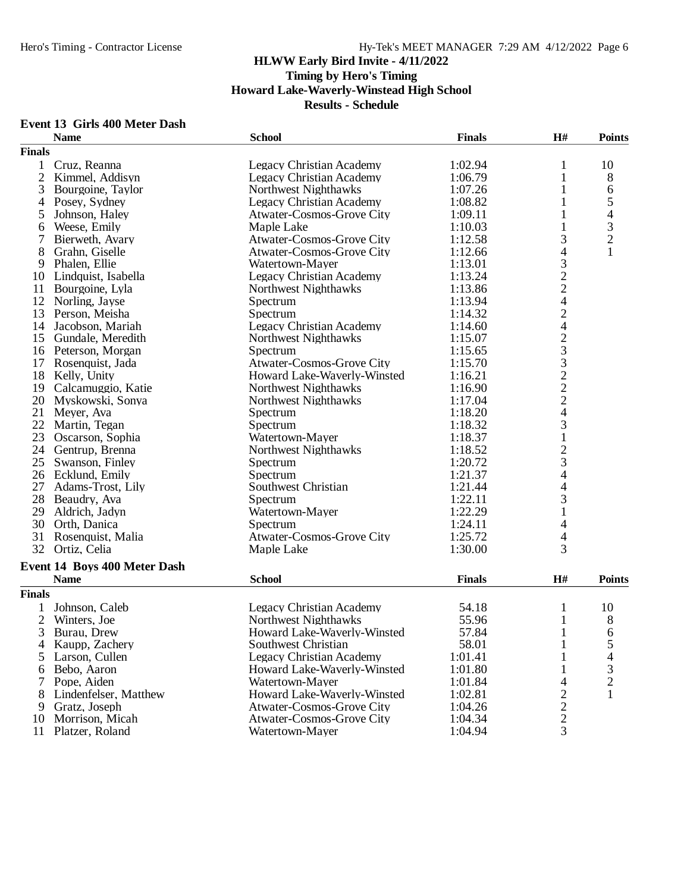# HLWW Early Bird Invite - 4/11/2022

**Timing by Hero's Timing**

**Howard Lake-Waverly-Winstead High School**

**Results - Schedule**

### Event 13 Girls 400 Meter Dash

| | Name | School | Finals | H# | Points |
|---|---|---|---|---|---|
| **Finals** | | | | | |
| 1 | Cruz, Reanna | Legacy Christian Academy | 1:02.94 | 1 | 10 |
| 2 | Kimmel, Addisyn | Legacy Christian Academy | 1:06.79 | 1 | 8 |
| 3 | Bourgoine, Taylor | Northwest Nighthawks | 1:07.26 | 1 | 6 |
| 4 | Posey, Sydney | Legacy Christian Academy | 1:08.82 | 1 | 5 |
| 5 | Johnson, Haley | Atwater-Cosmos-Grove City | 1:09.11 | 1 | 4 |
| 6 | Weese, Emily | Maple Lake | 1:10.03 | 1 | 3 |
| 7 | Bierweth, Avary | Atwater-Cosmos-Grove City | 1:12.58 | 3 | 2 |
| 8 | Grahn, Giselle | Atwater-Cosmos-Grove City | 1:12.66 | 4 | 1 |
| 9 | Phalen, Ellie | Watertown-Mayer | 1:13.01 | 3 | |
| 10 | Lindquist, Isabella | Legacy Christian Academy | 1:13.24 | 2 | |
| 11 | Bourgoine, Lyla | Northwest Nighthawks | 1:13.86 | 2 | |
| 12 | Norling, Jayse | Spectrum | 1:13.94 | 4 | |
| 13 | Person, Meisha | Spectrum | 1:14.32 | 2 | |
| 14 | Jacobson, Mariah | Legacy Christian Academy | 1:14.60 | 4 | |
| 15 | Gundale, Meredith | Northwest Nighthawks | 1:15.07 | 2 | |
| 16 | Peterson, Morgan | Spectrum | 1:15.65 | 3 | |
| 17 | Rosenquist, Jada | Atwater-Cosmos-Grove City | 1:15.70 | 3 | |
| 18 | Kelly, Unity | Howard Lake-Waverly-Winsted | 1:16.21 | 2 | |
| 19 | Calcamuggio, Katie | Northwest Nighthawks | 1:16.90 | 2 | |
| 20 | Myskowski, Sonya | Northwest Nighthawks | 1:17.04 | 2 | |
| 21 | Meyer, Ava | Spectrum | 1:18.20 | 4 | |
| 22 | Martin, Tegan | Spectrum | 1:18.32 | 3 | |
| 23 | Oscarson, Sophia | Watertown-Mayer | 1:18.37 | 1 | |
| 24 | Gentrup, Brenna | Northwest Nighthawks | 1:18.52 | 2 | |
| 25 | Swanson, Finley | Spectrum | 1:20.72 | 3 | |
| 26 | Ecklund, Emily | Spectrum | 1:21.37 | 4 | |
| 27 | Adams-Trost, Lily | Southwest Christian | 1:21.44 | 4 | |
| 28 | Beaudry, Ava | Spectrum | 1:22.11 | 3 | |
| 29 | Aldrich, Jadyn | Watertown-Mayer | 1:22.29 | 1 | |
| 30 | Orth, Danica | Spectrum | 1:24.11 | 4 | |
| 31 | Rosenquist, Malia | Atwater-Cosmos-Grove City | 1:25.72 | 4 | |
| 32 | Ortiz, Celia | Maple Lake | 1:30.00 | 3 | |

### Event 14 Boys 400 Meter Dash

| | Name | School | Finals | H# | Points |
|---|---|---|---|---|---|
| **Finals** | | | | | |
| 1 | Johnson, Caleb | Legacy Christian Academy | 54.18 | 1 | 10 |
| 2 | Winters, Joe | Northwest Nighthawks | 55.96 | 1 | 8 |
| 3 | Burau, Drew | Howard Lake-Waverly-Winsted | 57.84 | 1 | 6 |
| 4 | Kaupp, Zachery | Southwest Christian | 58.01 | 1 | 5 |
| 5 | Larson, Cullen | Legacy Christian Academy | 1:01.41 | 1 | 4 |
| 6 | Bebo, Aaron | Howard Lake-Waverly-Winsted | 1:01.80 | 1 | 3 |
| 7 | Pope, Aiden | Watertown-Mayer | 1:01.84 | 4 | 2 |
| 8 | Lindenfelser, Matthew | Howard Lake-Waverly-Winsted | 1:02.81 | 2 | 1 |
| 9 | Gratz, Joseph | Atwater-Cosmos-Grove City | 1:04.26 | 2 | |
| 10 | Morrison, Micah | Atwater-Cosmos-Grove City | 1:04.34 | 2 | |
| 11 | Platzer, Roland | Watertown-Mayer | 1:04.94 | 3 | |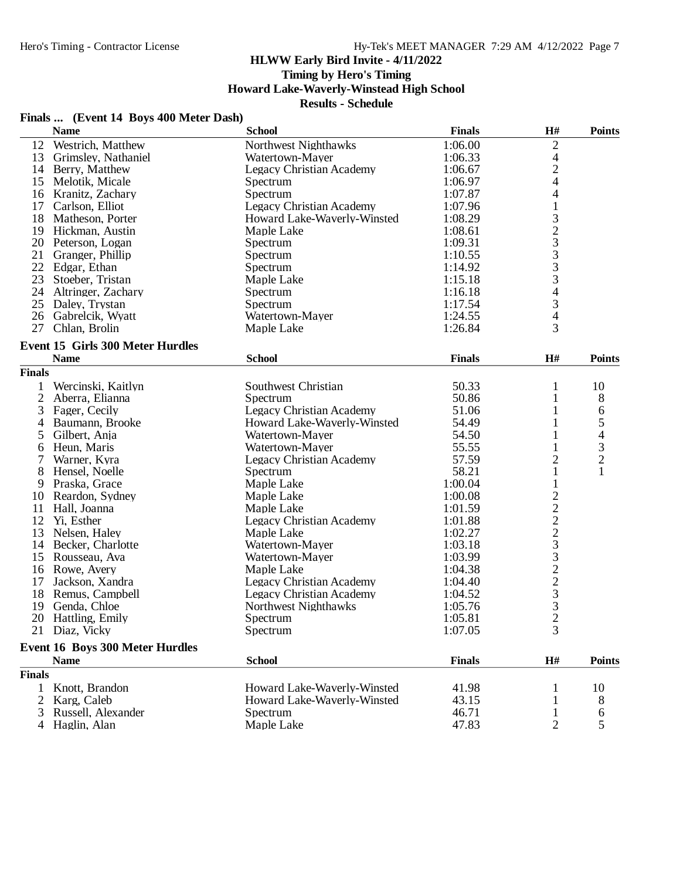HLWW Early Bird Invite - 4/11/2022

Timing by Hero's Timing

Howard Lake-Waverly-Winstead High School

Results - Schedule

## Finals ... (Event 14 Boys 400 Meter Dash)

| | Name | School | Finals | H# | Points |
|---|---|---|---|---|---|
| 12 | Westrich, Matthew | Northwest Nighthawks | 1:06.00 | 2 | |
| 13 | Grimsley, Nathaniel | Watertown-Mayer | 1:06.33 | 4 | |
| 14 | Berry, Matthew | Legacy Christian Academy | 1:06.67 | 2 | |
| 15 | Melotik, Micale | Spectrum | 1:06.97 | 4 | |
| 16 | Kranitz, Zachary | Spectrum | 1:07.87 | 4 | |
| 17 | Carlson, Elliot | Legacy Christian Academy | 1:07.96 | 1 | |
| 18 | Matheson, Porter | Howard Lake-Waverly-Winsted | 1:08.29 | 3 | |
| 19 | Hickman, Austin | Maple Lake | 1:08.61 | 2 | |
| 20 | Peterson, Logan | Spectrum | 1:09.31 | 3 | |
| 21 | Granger, Phillip | Spectrum | 1:10.55 | 3 | |
| 22 | Edgar, Ethan | Spectrum | 1:14.92 | 3 | |
| 23 | Stoeber, Tristan | Maple Lake | 1:15.18 | 3 | |
| 24 | Altringer, Zachary | Spectrum | 1:16.18 | 4 | |
| 25 | Daley, Trystan | Spectrum | 1:17.54 | 3 | |
| 26 | Gabrelcik, Wyatt | Watertown-Mayer | 1:24.55 | 4 | |
| 27 | Chlan, Brolin | Maple Lake | 1:26.84 | 3 | |

## Event 15 Girls 300 Meter Hurdles

| | Name | School | Finals | H# | Points |
|---|---|---|---|---|---|
| **Finals** | | | | | |
| 1 | Wercinski, Kaitlyn | Southwest Christian | 50.33 | 1 | 10 |
| 2 | Aberra, Elianna | Spectrum | 50.86 | 1 | 8 |
| 3 | Fager, Cecily | Legacy Christian Academy | 51.06 | 1 | 6 |
| 4 | Baumann, Brooke | Howard Lake-Waverly-Winsted | 54.49 | 1 | 5 |
| 5 | Gilbert, Anja | Watertown-Mayer | 54.50 | 1 | 4 |
| 6 | Heun, Maris | Watertown-Mayer | 55.55 | 1 | 3 |
| 7 | Warner, Kyra | Legacy Christian Academy | 57.59 | 2 | 2 |
| 8 | Hensel, Noelle | Spectrum | 58.21 | 1 | 1 |
| 9 | Praska, Grace | Maple Lake | 1:00.04 | 1 | |
| 10 | Reardon, Sydney | Maple Lake | 1:00.08 | 2 | |
| 11 | Hall, Joanna | Maple Lake | 1:01.59 | 2 | |
| 12 | Yi, Esther | Legacy Christian Academy | 1:01.88 | 2 | |
| 13 | Nelsen, Haley | Maple Lake | 1:02.27 | 2 | |
| 14 | Becker, Charlotte | Watertown-Mayer | 1:03.18 | 3 | |
| 15 | Rousseau, Ava | Watertown-Mayer | 1:03.99 | 3 | |
| 16 | Rowe, Avery | Maple Lake | 1:04.38 | 2 | |
| 17 | Jackson, Xandra | Legacy Christian Academy | 1:04.40 | 2 | |
| 18 | Remus, Campbell | Legacy Christian Academy | 1:04.52 | 3 | |
| 19 | Genda, Chloe | Northwest Nighthawks | 1:05.76 | 3 | |
| 20 | Hattling, Emily | Spectrum | 1:05.81 | 2 | |
| 21 | Diaz, Vicky | Spectrum | 1:07.05 | 3 | |

## Event 16 Boys 300 Meter Hurdles

| | Name | School | Finals | H# | Points |
|---|---|---|---|---|---|
| **Finals** | | | | | |
| 1 | Knott, Brandon | Howard Lake-Waverly-Winsted | 41.98 | 1 | 10 |
| 2 | Karg, Caleb | Howard Lake-Waverly-Winsted | 43.15 | 1 | 8 |
| 3 | Russell, Alexander | Spectrum | 46.71 | 1 | 6 |
| 4 | Haglin, Alan | Maple Lake | 47.83 | 2 | 5 |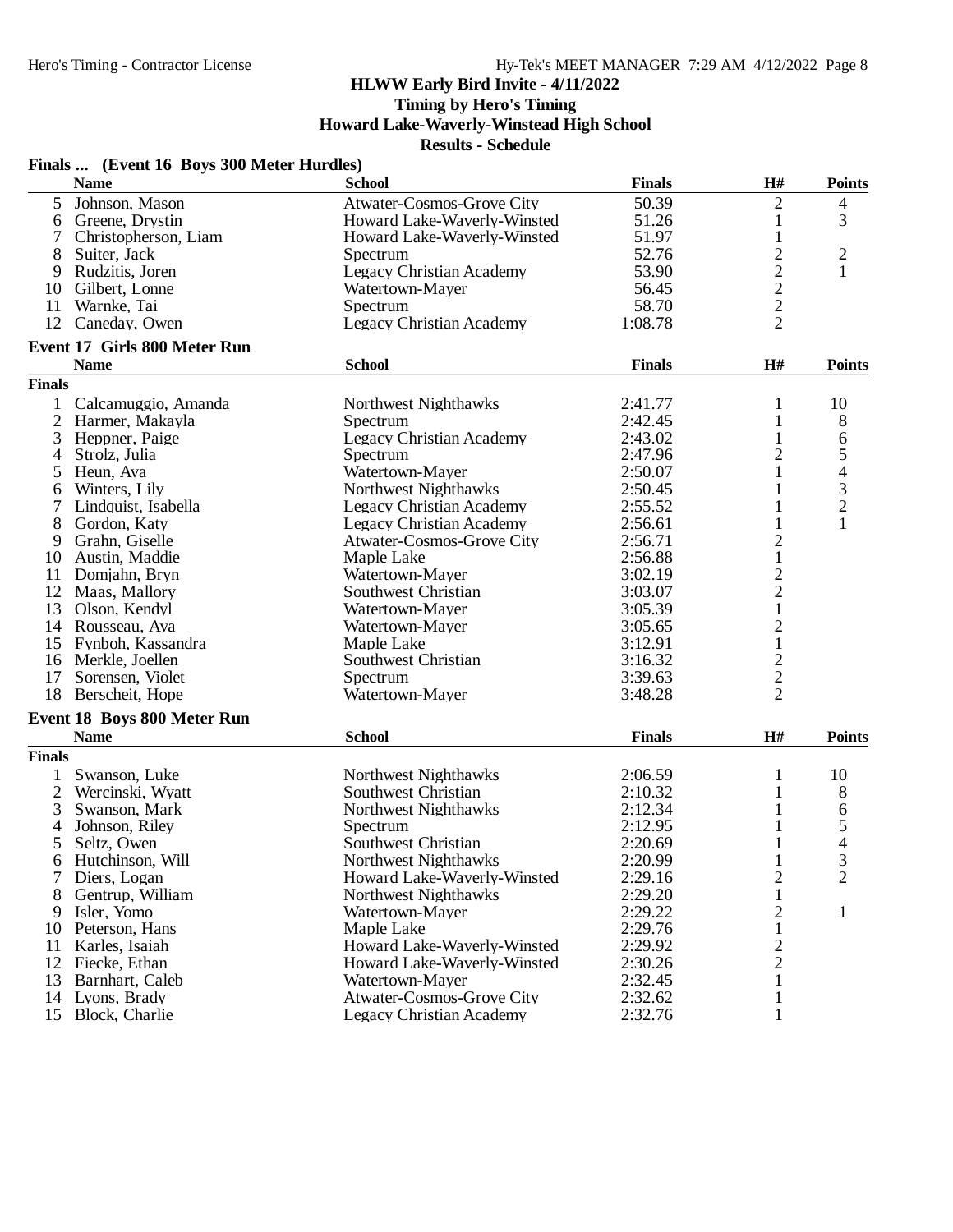# HLWW Early Bird Invite - 4/11/2022

**Timing by Hero's Timing**

**Howard Lake-Waverly-Winstead High School**

**Results - Schedule**

### Finals ... (Event 16 Boys 300 Meter Hurdles)

| | Name | School | Finals | H# | Points |
|---|---|---|---|---|---|
| 5 | Johnson, Mason | Atwater-Cosmos-Grove City | 50.39 | 2 | 4 |
| 6 | Greene, Drystin | Howard Lake-Waverly-Winsted | 51.26 | 1 | 3 |
| 7 | Christopherson, Liam | Howard Lake-Waverly-Winsted | 51.97 | 1 | |
| 8 | Suiter, Jack | Spectrum | 52.76 | 2 | 2 |
| 9 | Rudzitis, Joren | Legacy Christian Academy | 53.90 | 2 | 1 |
| 10 | Gilbert, Lonne | Watertown-Mayer | 56.45 | 2 | |
| 11 | Warnke, Tai | Spectrum | 58.70 | 2 | |
| 12 | Caneday, Owen | Legacy Christian Academy | 1:08.78 | 2 | |

### Event 17 Girls 800 Meter Run

| | Name | School | Finals | H# | Points |
|---|---|---|---|---|---|
| **Finals** | | | | | |
| 1 | Calcamuggio, Amanda | Northwest Nighthawks | 2:41.77 | 1 | 10 |
| 2 | Harmer, Makayla | Spectrum | 2:42.45 | 1 | 8 |
| 3 | Heppner, Paige | Legacy Christian Academy | 2:43.02 | 1 | 6 |
| 4 | Strolz, Julia | Spectrum | 2:47.96 | 2 | 5 |
| 5 | Heun, Ava | Watertown-Mayer | 2:50.07 | 1 | 4 |
| 6 | Winters, Lily | Northwest Nighthawks | 2:50.45 | 1 | 3 |
| 7 | Lindquist, Isabella | Legacy Christian Academy | 2:55.52 | 1 | 2 |
| 8 | Gordon, Katy | Legacy Christian Academy | 2:56.61 | 1 | 1 |
| 9 | Grahn, Giselle | Atwater-Cosmos-Grove City | 2:56.71 | 2 | |
| 10 | Austin, Maddie | Maple Lake | 2:56.88 | 1 | |
| 11 | Domjahn, Bryn | Watertown-Mayer | 3:02.19 | 2 | |
| 12 | Maas, Mallory | Southwest Christian | 3:03.07 | 2 | |
| 13 | Olson, Kendyl | Watertown-Mayer | 3:05.39 | 1 | |
| 14 | Rousseau, Ava | Watertown-Mayer | 3:05.65 | 2 | |
| 15 | Fynboh, Kassandra | Maple Lake | 3:12.91 | 1 | |
| 16 | Merkle, Joellen | Southwest Christian | 3:16.32 | 2 | |
| 17 | Sorensen, Violet | Spectrum | 3:39.63 | 2 | |
| 18 | Berscheit, Hope | Watertown-Mayer | 3:48.28 | 2 | |

### Event 18 Boys 800 Meter Run

| | Name | School | Finals | H# | Points |
|---|---|---|---|---|---|
| **Finals** | | | | | |
| 1 | Swanson, Luke | Northwest Nighthawks | 2:06.59 | 1 | 10 |
| 2 | Wercinski, Wyatt | Southwest Christian | 2:10.32 | 1 | 8 |
| 3 | Swanson, Mark | Northwest Nighthawks | 2:12.34 | 1 | 6 |
| 4 | Johnson, Riley | Spectrum | 2:12.95 | 1 | 5 |
| 5 | Seltz, Owen | Southwest Christian | 2:20.69 | 1 | 4 |
| 6 | Hutchinson, Will | Northwest Nighthawks | 2:20.99 | 1 | 3 |
| 7 | Diers, Logan | Howard Lake-Waverly-Winsted | 2:29.16 | 2 | 2 |
| 8 | Gentrup, William | Northwest Nighthawks | 2:29.20 | 1 | |
| 9 | Isler, Yomo | Watertown-Mayer | 2:29.22 | 2 | 1 |
| 10 | Peterson, Hans | Maple Lake | 2:29.76 | 1 | |
| 11 | Karles, Isaiah | Howard Lake-Waverly-Winsted | 2:29.92 | 2 | |
| 12 | Fiecke, Ethan | Howard Lake-Waverly-Winsted | 2:30.26 | 2 | |
| 13 | Barnhart, Caleb | Watertown-Mayer | 2:32.45 | 1 | |
| 14 | Lyons, Brady | Atwater-Cosmos-Grove City | 2:32.62 | 1 | |
| 15 | Block, Charlie | Legacy Christian Academy | 2:32.76 | 1 | |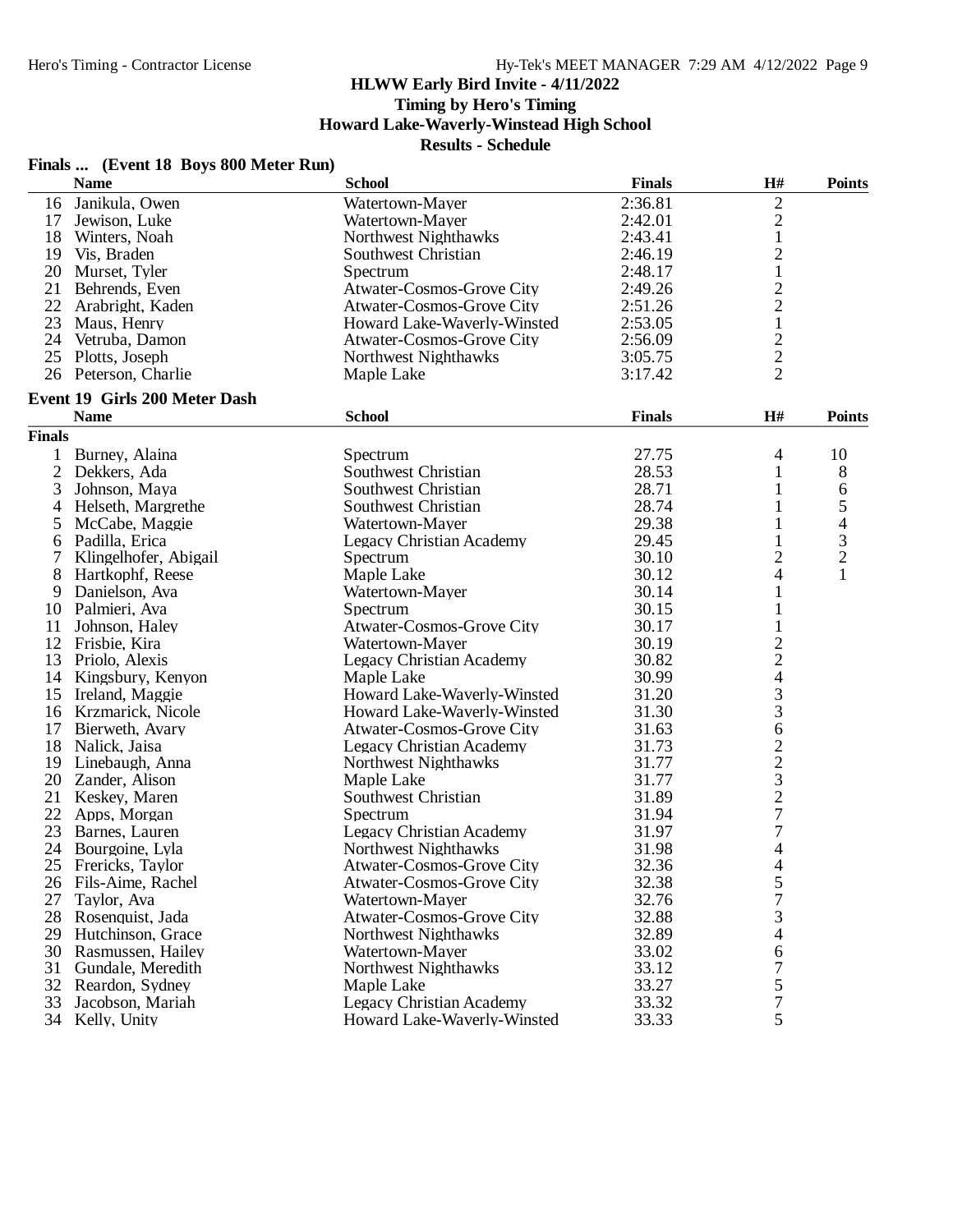HLWW Early Bird Invite - 4/11/2022

Timing by Hero's Timing

Howard Lake-Waverly-Winstead High School

Results - Schedule

## Finals ... (Event 18 Boys 800 Meter Run)

| | Name | School | Finals | H# | Points |
|---|---|---|---|---|---|
| 16 | Janikula, Owen | Watertown-Mayer | 2:36.81 | 2 | |
| 17 | Jewison, Luke | Watertown-Mayer | 2:42.01 | 2 | |
| 18 | Winters, Noah | Northwest Nighthawks | 2:43.41 | 1 | |
| 19 | Vis, Braden | Southwest Christian | 2:46.19 | 2 | |
| 20 | Murset, Tyler | Spectrum | 2:48.17 | 1 | |
| 21 | Behrends, Even | Atwater-Cosmos-Grove City | 2:49.26 | 2 | |
| 22 | Arabright, Kaden | Atwater-Cosmos-Grove City | 2:51.26 | 2 | |
| 23 | Maus, Henry | Howard Lake-Waverly-Winsted | 2:53.05 | 1 | |
| 24 | Vetruba, Damon | Atwater-Cosmos-Grove City | 2:56.09 | 2 | |
| 25 | Plotts, Joseph | Northwest Nighthawks | 3:05.75 | 2 | |
| 26 | Peterson, Charlie | Maple Lake | 3:17.42 | 2 | |

## Event 19 Girls 200 Meter Dash

| | Name | School | Finals | H# | Points |
|---|---|---|---|---|---|
| **Finals** | | | | | |
| 1 | Burney, Alaina | Spectrum | 27.75 | 4 | 10 |
| 2 | Dekkers, Ada | Southwest Christian | 28.53 | 1 | 8 |
| 3 | Johnson, Maya | Southwest Christian | 28.71 | 1 | 6 |
| 4 | Helseth, Margrethe | Southwest Christian | 28.74 | 1 | 5 |
| 5 | McCabe, Maggie | Watertown-Mayer | 29.38 | 1 | 4 |
| 6 | Padilla, Erica | Legacy Christian Academy | 29.45 | 1 | 3 |
| 7 | Klingelhofer, Abigail | Spectrum | 30.10 | 2 | 2 |
| 8 | Hartkophf, Reese | Maple Lake | 30.12 | 4 | 1 |
| 9 | Danielson, Ava | Watertown-Mayer | 30.14 | 1 | |
| 10 | Palmieri, Ava | Spectrum | 30.15 | 1 | |
| 11 | Johnson, Haley | Atwater-Cosmos-Grove City | 30.17 | 1 | |
| 12 | Frisbie, Kira | Watertown-Mayer | 30.19 | 2 | |
| 13 | Priolo, Alexis | Legacy Christian Academy | 30.82 | 2 | |
| 14 | Kingsbury, Kenyon | Maple Lake | 30.99 | 4 | |
| 15 | Ireland, Maggie | Howard Lake-Waverly-Winsted | 31.20 | 3 | |
| 16 | Krzmarick, Nicole | Howard Lake-Waverly-Winsted | 31.30 | 3 | |
| 17 | Bierweth, Avary | Atwater-Cosmos-Grove City | 31.63 | 6 | |
| 18 | Nalick, Jaisa | Legacy Christian Academy | 31.73 | 2 | |
| 19 | Linebaugh, Anna | Northwest Nighthawks | 31.77 | 2 | |
| 20 | Zander, Alison | Maple Lake | 31.77 | 3 | |
| 21 | Keskey, Maren | Southwest Christian | 31.89 | 2 | |
| 22 | Apps, Morgan | Spectrum | 31.94 | 7 | |
| 23 | Barnes, Lauren | Legacy Christian Academy | 31.97 | 7 | |
| 24 | Bourgoine, Lyla | Northwest Nighthawks | 31.98 | 4 | |
| 25 | Frericks, Taylor | Atwater-Cosmos-Grove City | 32.36 | 4 | |
| 26 | Fils-Aime, Rachel | Atwater-Cosmos-Grove City | 32.38 | 5 | |
| 27 | Taylor, Ava | Watertown-Mayer | 32.76 | 7 | |
| 28 | Rosenquist, Jada | Atwater-Cosmos-Grove City | 32.88 | 3 | |
| 29 | Hutchinson, Grace | Northwest Nighthawks | 32.89 | 4 | |
| 30 | Rasmussen, Hailey | Watertown-Mayer | 33.02 | 6 | |
| 31 | Gundale, Meredith | Northwest Nighthawks | 33.12 | 7 | |
| 32 | Reardon, Sydney | Maple Lake | 33.27 | 5 | |
| 33 | Jacobson, Mariah | Legacy Christian Academy | 33.32 | 7 | |
| 34 | Kelly, Unity | Howard Lake-Waverly-Winsted | 33.33 | 5 | |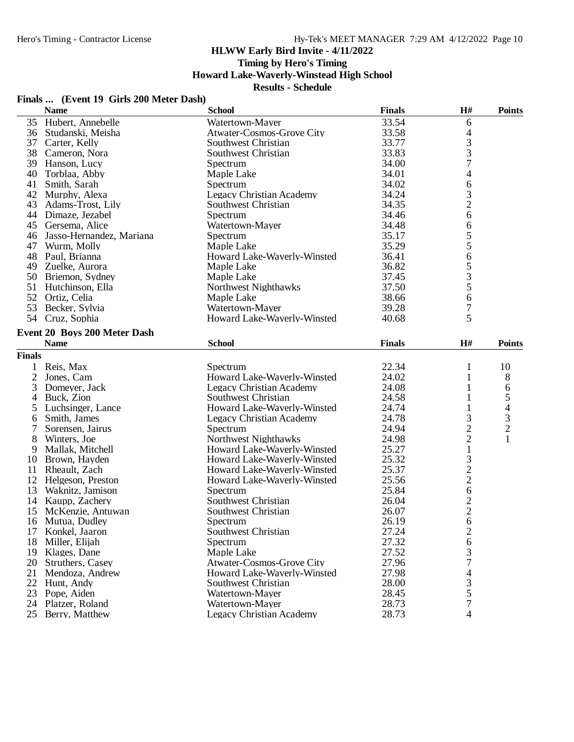HLWW Early Bird Invite - 4/11/2022

Timing by Hero's Timing

Howard Lake-Waverly-Winstead High School

Results - Schedule

### Finals ... (Event 19 Girls 200 Meter Dash)

| | Name | School | Finals | H# | Points |
|---|---|---|---|---|---|
| 35 | Hubert, Annebelle | Watertown-Mayer | 33.54 | 6 | |
| 36 | Studanski, Meisha | Atwater-Cosmos-Grove City | 33.58 | 4 | |
| 37 | Carter, Kelly | Southwest Christian | 33.77 | 3 | |
| 38 | Cameron, Nora | Southwest Christian | 33.83 | 3 | |
| 39 | Hanson, Lucy | Spectrum | 34.00 | 7 | |
| 40 | Torblaa, Abby | Maple Lake | 34.01 | 4 | |
| 41 | Smith, Sarah | Spectrum | 34.02 | 6 | |
| 42 | Murphy, Alexa | Legacy Christian Academy | 34.24 | 3 | |
| 43 | Adams-Trost, Lily | Southwest Christian | 34.35 | 2 | |
| 44 | Dimaze, Jezabel | Spectrum | 34.46 | 6 | |
| 45 | Gersema, Alice | Watertown-Mayer | 34.48 | 6 | |
| 46 | Jasso-Hernandez, Mariana | Spectrum | 35.17 | 5 | |
| 47 | Wurm, Molly | Maple Lake | 35.29 | 5 | |
| 48 | Paul, Brianna | Howard Lake-Waverly-Winsted | 36.41 | 6 | |
| 49 | Zuelke, Aurora | Maple Lake | 36.82 | 5 | |
| 50 | Briemon, Sydney | Maple Lake | 37.45 | 3 | |
| 51 | Hutchinson, Ella | Northwest Nighthawks | 37.50 | 5 | |
| 52 | Ortiz, Celia | Maple Lake | 38.66 | 6 | |
| 53 | Becker, Sylvia | Watertown-Mayer | 39.28 | 7 | |
| 54 | Cruz, Sophia | Howard Lake-Waverly-Winsted | 40.68 | 5 | |

### Event 20 Boys 200 Meter Dash

| | Name | School | Finals | H# | Points |
|---|---|---|---|---|---|
| **Finals** | | | | | |
| 1 | Reis, Max | Spectrum | 22.34 | 1 | 10 |
| 2 | Jones, Cam | Howard Lake-Waverly-Winsted | 24.02 | 1 | 8 |
| 3 | Domeyer, Jack | Legacy Christian Academy | 24.08 | 1 | 6 |
| 4 | Buck, Zion | Southwest Christian | 24.58 | 1 | 5 |
| 5 | Luchsinger, Lance | Howard Lake-Waverly-Winsted | 24.74 | 1 | 4 |
| 6 | Smith, James | Legacy Christian Academy | 24.78 | 3 | 3 |
| 7 | Sorensen, Jairus | Spectrum | 24.94 | 2 | 2 |
| 8 | Winters, Joe | Northwest Nighthawks | 24.98 | 2 | 1 |
| 9 | Mallak, Mitchell | Howard Lake-Waverly-Winsted | 25.27 | 1 | |
| 10 | Brown, Hayden | Howard Lake-Waverly-Winsted | 25.32 | 3 | |
| 11 | Rheault, Zach | Howard Lake-Waverly-Winsted | 25.37 | 2 | |
| 12 | Helgeson, Preston | Howard Lake-Waverly-Winsted | 25.56 | 2 | |
| 13 | Waknitz, Jamison | Spectrum | 25.84 | 6 | |
| 14 | Kaupp, Zachery | Southwest Christian | 26.04 | 2 | |
| 15 | McKenzie, Antuwan | Southwest Christian | 26.07 | 2 | |
| 16 | Mutua, Dudley | Spectrum | 26.19 | 6 | |
| 17 | Konkel, Jaaron | Southwest Christian | 27.24 | 2 | |
| 18 | Miller, Elijah | Spectrum | 27.32 | 6 | |
| 19 | Klages, Dane | Maple Lake | 27.52 | 3 | |
| 20 | Struthers, Casey | Atwater-Cosmos-Grove City | 27.96 | 7 | |
| 21 | Mendoza, Andrew | Howard Lake-Waverly-Winsted | 27.98 | 4 | |
| 22 | Hunt, Andy | Southwest Christian | 28.00 | 3 | |
| 23 | Pope, Aiden | Watertown-Mayer | 28.45 | 5 | |
| 24 | Platzer, Roland | Watertown-Mayer | 28.73 | 7 | |
| 25 | Berry, Matthew | Legacy Christian Academy | 28.73 | 4 | |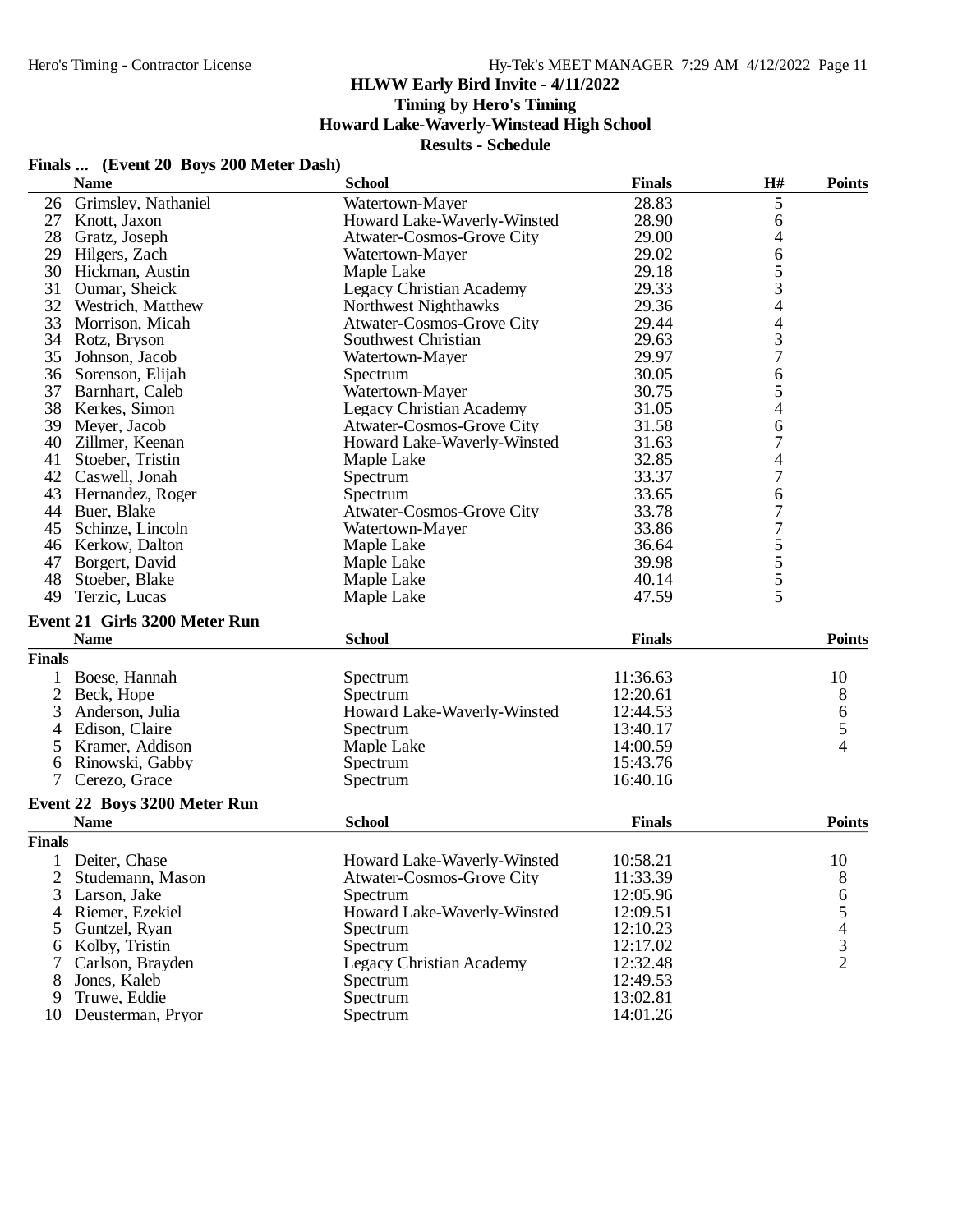# HLWW Early Bird Invite - 4/11/2022

**Timing by Hero's Timing**

**Howard Lake-Waverly-Winstead High School**

**Results - Schedule**

### Finals ... (Event 20 Boys 200 Meter Dash)

| | Name | School | Finals | H# | Points |
|---|---|---|---|---|---|
| 26 | Grimsley, Nathaniel | Watertown-Mayer | 28.83 | 5 | |
| 27 | Knott, Jaxon | Howard Lake-Waverly-Winsted | 28.90 | 6 | |
| 28 | Gratz, Joseph | Atwater-Cosmos-Grove City | 29.00 | 4 | |
| 29 | Hilgers, Zach | Watertown-Mayer | 29.02 | 6 | |
| 30 | Hickman, Austin | Maple Lake | 29.18 | 5 | |
| 31 | Oumar, Sheick | Legacy Christian Academy | 29.33 | 3 | |
| 32 | Westrich, Matthew | Northwest Nighthawks | 29.36 | 4 | |
| 33 | Morrison, Micah | Atwater-Cosmos-Grove City | 29.44 | 4 | |
| 34 | Rotz, Bryson | Southwest Christian | 29.63 | 3 | |
| 35 | Johnson, Jacob | Watertown-Mayer | 29.97 | 7 | |
| 36 | Sorenson, Elijah | Spectrum | 30.05 | 6 | |
| 37 | Barnhart, Caleb | Watertown-Mayer | 30.75 | 5 | |
| 38 | Kerkes, Simon | Legacy Christian Academy | 31.05 | 4 | |
| 39 | Meyer, Jacob | Atwater-Cosmos-Grove City | 31.58 | 6 | |
| 40 | Zillmer, Keenan | Howard Lake-Waverly-Winsted | 31.63 | 7 | |
| 41 | Stoeber, Tristin | Maple Lake | 32.85 | 4 | |
| 42 | Caswell, Jonah | Spectrum | 33.37 | 7 | |
| 43 | Hernandez, Roger | Spectrum | 33.65 | 6 | |
| 44 | Buer, Blake | Atwater-Cosmos-Grove City | 33.78 | 7 | |
| 45 | Schinze, Lincoln | Watertown-Mayer | 33.86 | 7 | |
| 46 | Kerkow, Dalton | Maple Lake | 36.64 | 5 | |
| 47 | Borgert, David | Maple Lake | 39.98 | 5 | |
| 48 | Stoeber, Blake | Maple Lake | 40.14 | 5 | |
| 49 | Terzic, Lucas | Maple Lake | 47.59 | 5 | |

### Event 21 Girls 3200 Meter Run

| | Name | School | Finals | Points |
|---|---|---|---|---|
| **Finals** | | | | |
| 1 | Boese, Hannah | Spectrum | 11:36.63 | 10 |
| 2 | Beck, Hope | Spectrum | 12:20.61 | 8 |
| 3 | Anderson, Julia | Howard Lake-Waverly-Winsted | 12:44.53 | 6 |
| 4 | Edison, Claire | Spectrum | 13:40.17 | 5 |
| 5 | Kramer, Addison | Maple Lake | 14:00.59 | 4 |
| 6 | Rinowski, Gabby | Spectrum | 15:43.76 | |
| 7 | Cerezo, Grace | Spectrum | 16:40.16 | |

### Event 22 Boys 3200 Meter Run

| | Name | School | Finals | Points |
|---|---|---|---|---|
| **Finals** | | | | |
| 1 | Deiter, Chase | Howard Lake-Waverly-Winsted | 10:58.21 | 10 |
| 2 | Studemann, Mason | Atwater-Cosmos-Grove City | 11:33.39 | 8 |
| 3 | Larson, Jake | Spectrum | 12:05.96 | 6 |
| 4 | Riemer, Ezekiel | Howard Lake-Waverly-Winsted | 12:09.51 | 5 |
| 5 | Guntzel, Ryan | Spectrum | 12:10.23 | 4 |
| 6 | Kolby, Tristin | Spectrum | 12:17.02 | 3 |
| 7 | Carlson, Brayden | Legacy Christian Academy | 12:32.48 | 2 |
| 8 | Jones, Kaleb | Spectrum | 12:49.53 | |
| 9 | Truwe, Eddie | Spectrum | 13:02.81 | |
| 10 | Deusterman, Pryor | Spectrum | 14:01.26 | |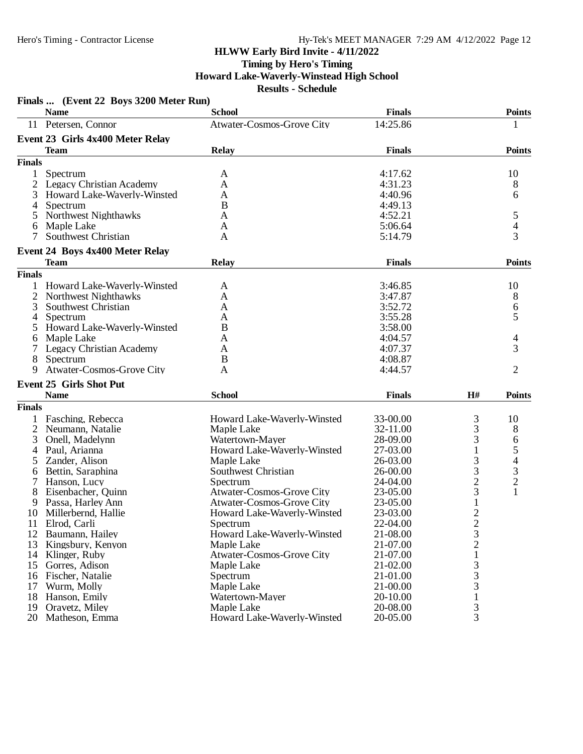HLWW Early Bird Invite - 4/11/2022

Timing by Hero's Timing

Howard Lake-Waverly-Winstead High School

Results - Schedule

### Finals ... (Event 22 Boys 3200 Meter Run)

| | Name | School | Finals | Points |
|---|---|---|---|---|
| 11 | Petersen, Connor | Atwater-Cosmos-Grove City | 14:25.86 | 1 |

### Event 23 Girls 4x400 Meter Relay

| | Team | Relay | Finals | Points |
|---|---|---|---|---|
| **Finals** | | | | |
| 1 | Spectrum | A | 4:17.62 | 10 |
| 2 | Legacy Christian Academy | A | 4:31.23 | 8 |
| 3 | Howard Lake-Waverly-Winsted | A | 4:40.96 | 6 |
| 4 | Spectrum | B | 4:49.13 | |
| 5 | Northwest Nighthawks | A | 4:52.21 | 5 |
| 6 | Maple Lake | A | 5:06.64 | 4 |
| 7 | Southwest Christian | A | 5:14.79 | 3 |

### Event 24 Boys 4x400 Meter Relay

| | Team | Relay | Finals | Points |
|---|---|---|---|---|
| **Finals** | | | | |
| 1 | Howard Lake-Waverly-Winsted | A | 3:46.85 | 10 |
| 2 | Northwest Nighthawks | A | 3:47.87 | 8 |
| 3 | Southwest Christian | A | 3:52.72 | 6 |
| 4 | Spectrum | A | 3:55.28 | 5 |
| 5 | Howard Lake-Waverly-Winsted | B | 3:58.00 | |
| 6 | Maple Lake | A | 4:04.57 | 4 |
| 7 | Legacy Christian Academy | A | 4:07.37 | 3 |
| 8 | Spectrum | B | 4:08.87 | |
| 9 | Atwater-Cosmos-Grove City | A | 4:44.57 | 2 |

### Event 25 Girls Shot Put

| | Name | School | Finals | H# | Points |
|---|---|---|---|---|---|
| **Finals** | | | | | |
| 1 | Fasching, Rebecca | Howard Lake-Waverly-Winsted | 33-00.00 | 3 | 10 |
| 2 | Neumann, Natalie | Maple Lake | 32-11.00 | 3 | 8 |
| 3 | Onell, Madelynn | Watertown-Mayer | 28-09.00 | 3 | 6 |
| 4 | Paul, Arianna | Howard Lake-Waverly-Winsted | 27-03.00 | 1 | 5 |
| 5 | Zander, Alison | Maple Lake | 26-03.00 | 3 | 4 |
| 6 | Bettin, Saraphina | Southwest Christian | 26-00.00 | 3 | 3 |
| 7 | Hanson, Lucy | Spectrum | 24-04.00 | 2 | 2 |
| 8 | Eisenbacher, Quinn | Atwater-Cosmos-Grove City | 23-05.00 | 3 | 1 |
| 9 | Passa, Harley Ann | Atwater-Cosmos-Grove City | 23-05.00 | 1 | |
| 10 | Millerbernd, Hallie | Howard Lake-Waverly-Winsted | 23-03.00 | 2 | |
| 11 | Elrod, Carli | Spectrum | 22-04.00 | 2 | |
| 12 | Baumann, Hailey | Howard Lake-Waverly-Winsted | 21-08.00 | 3 | |
| 13 | Kingsbury, Kenyon | Maple Lake | 21-07.00 | 2 | |
| 14 | Klinger, Ruby | Atwater-Cosmos-Grove City | 21-07.00 | 1 | |
| 15 | Gorres, Adison | Maple Lake | 21-02.00 | 3 | |
| 16 | Fischer, Natalie | Spectrum | 21-01.00 | 3 | |
| 17 | Wurm, Molly | Maple Lake | 21-00.00 | 3 | |
| 18 | Hanson, Emily | Watertown-Mayer | 20-10.00 | 1 | |
| 19 | Oravetz, Miley | Maple Lake | 20-08.00 | 3 | |
| 20 | Matheson, Emma | Howard Lake-Waverly-Winsted | 20-05.00 | 3 | |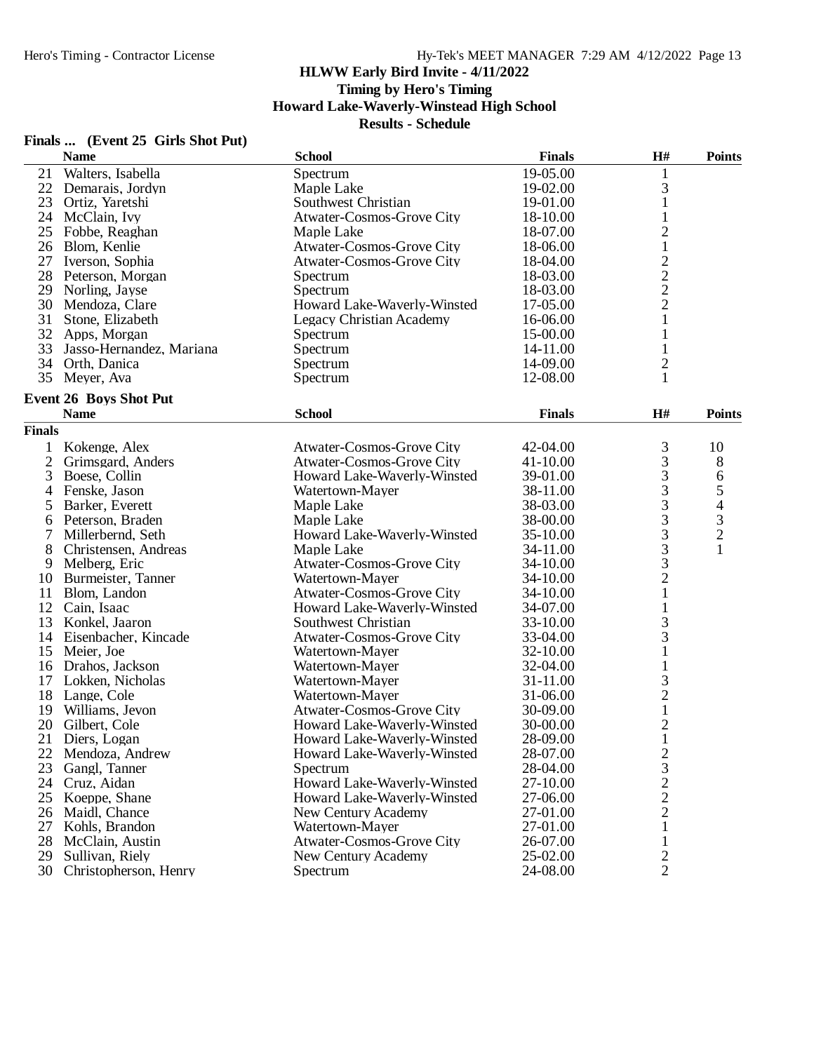# HLWW Early Bird Invite - 4/11/2022

**Timing by Hero's Timing**

**Howard Lake-Waverly-Winstead High School**

**Results - Schedule**

### Finals ... (Event 25 Girls Shot Put)

| | Name | School | Finals | H# | Points |
|---|---|---|---|---|---|
| 21 | Walters, Isabella | Spectrum | 19-05.00 | 1 | |
| 22 | Demarais, Jordyn | Maple Lake | 19-02.00 | 3 | |
| 23 | Ortiz, Yaretshi | Southwest Christian | 19-01.00 | 1 | |
| 24 | McClain, Ivy | Atwater-Cosmos-Grove City | 18-10.00 | 1 | |
| 25 | Fobbe, Reaghan | Maple Lake | 18-07.00 | 2 | |
| 26 | Blom, Kenlie | Atwater-Cosmos-Grove City | 18-06.00 | 1 | |
| 27 | Iverson, Sophia | Atwater-Cosmos-Grove City | 18-04.00 | 2 | |
| 28 | Peterson, Morgan | Spectrum | 18-03.00 | 2 | |
| 29 | Norling, Jayse | Spectrum | 18-03.00 | 2 | |
| 30 | Mendoza, Clare | Howard Lake-Waverly-Winsted | 17-05.00 | 2 | |
| 31 | Stone, Elizabeth | Legacy Christian Academy | 16-06.00 | 1 | |
| 32 | Apps, Morgan | Spectrum | 15-00.00 | 1 | |
| 33 | Jasso-Hernandez, Mariana | Spectrum | 14-11.00 | 1 | |
| 34 | Orth, Danica | Spectrum | 14-09.00 | 2 | |
| 35 | Meyer, Ava | Spectrum | 12-08.00 | 1 | |

### Event 26 Boys Shot Put

**Finals**

| | Name | School | Finals | H# | Points |
|---|---|---|---|---|---|
| 1 | Kokenge, Alex | Atwater-Cosmos-Grove City | 42-04.00 | 3 | 10 |
| 2 | Grimsgard, Anders | Atwater-Cosmos-Grove City | 41-10.00 | 3 | 8 |
| 3 | Boese, Collin | Howard Lake-Waverly-Winsted | 39-01.00 | 3 | 6 |
| 4 | Fenske, Jason | Watertown-Mayer | 38-11.00 | 3 | 5 |
| 5 | Barker, Everett | Maple Lake | 38-03.00 | 3 | 4 |
| 6 | Peterson, Braden | Maple Lake | 38-00.00 | 3 | 3 |
| 7 | Millerbernd, Seth | Howard Lake-Waverly-Winsted | 35-10.00 | 3 | 2 |
| 8 | Christensen, Andreas | Maple Lake | 34-11.00 | 3 | 1 |
| 9 | Melberg, Eric | Atwater-Cosmos-Grove City | 34-10.00 | 3 | |
| 10 | Burmeister, Tanner | Watertown-Mayer | 34-10.00 | 2 | |
| 11 | Blom, Landon | Atwater-Cosmos-Grove City | 34-10.00 | 1 | |
| 12 | Cain, Isaac | Howard Lake-Waverly-Winsted | 34-07.00 | 1 | |
| 13 | Konkel, Jaaron | Southwest Christian | 33-10.00 | 3 | |
| 14 | Eisenbacher, Kincade | Atwater-Cosmos-Grove City | 33-04.00 | 3 | |
| 15 | Meier, Joe | Watertown-Mayer | 32-10.00 | 1 | |
| 16 | Drahos, Jackson | Watertown-Mayer | 32-04.00 | 1 | |
| 17 | Lokken, Nicholas | Watertown-Mayer | 31-11.00 | 3 | |
| 18 | Lange, Cole | Watertown-Mayer | 31-06.00 | 2 | |
| 19 | Williams, Jevon | Atwater-Cosmos-Grove City | 30-09.00 | 1 | |
| 20 | Gilbert, Cole | Howard Lake-Waverly-Winsted | 30-00.00 | 2 | |
| 21 | Diers, Logan | Howard Lake-Waverly-Winsted | 28-09.00 | 1 | |
| 22 | Mendoza, Andrew | Howard Lake-Waverly-Winsted | 28-07.00 | 2 | |
| 23 | Gangl, Tanner | Spectrum | 28-04.00 | 3 | |
| 24 | Cruz, Aidan | Howard Lake-Waverly-Winsted | 27-10.00 | 2 | |
| 25 | Koeppe, Shane | Howard Lake-Waverly-Winsted | 27-06.00 | 2 | |
| 26 | Maidl, Chance | New Century Academy | 27-01.00 | 2 | |
| 27 | Kohls, Brandon | Watertown-Mayer | 27-01.00 | 1 | |
| 28 | McClain, Austin | Atwater-Cosmos-Grove City | 26-07.00 | 1 | |
| 29 | Sullivan, Riely | New Century Academy | 25-02.00 | 2 | |
| 30 | Christopherson, Henry | Spectrum | 24-08.00 | 2 | |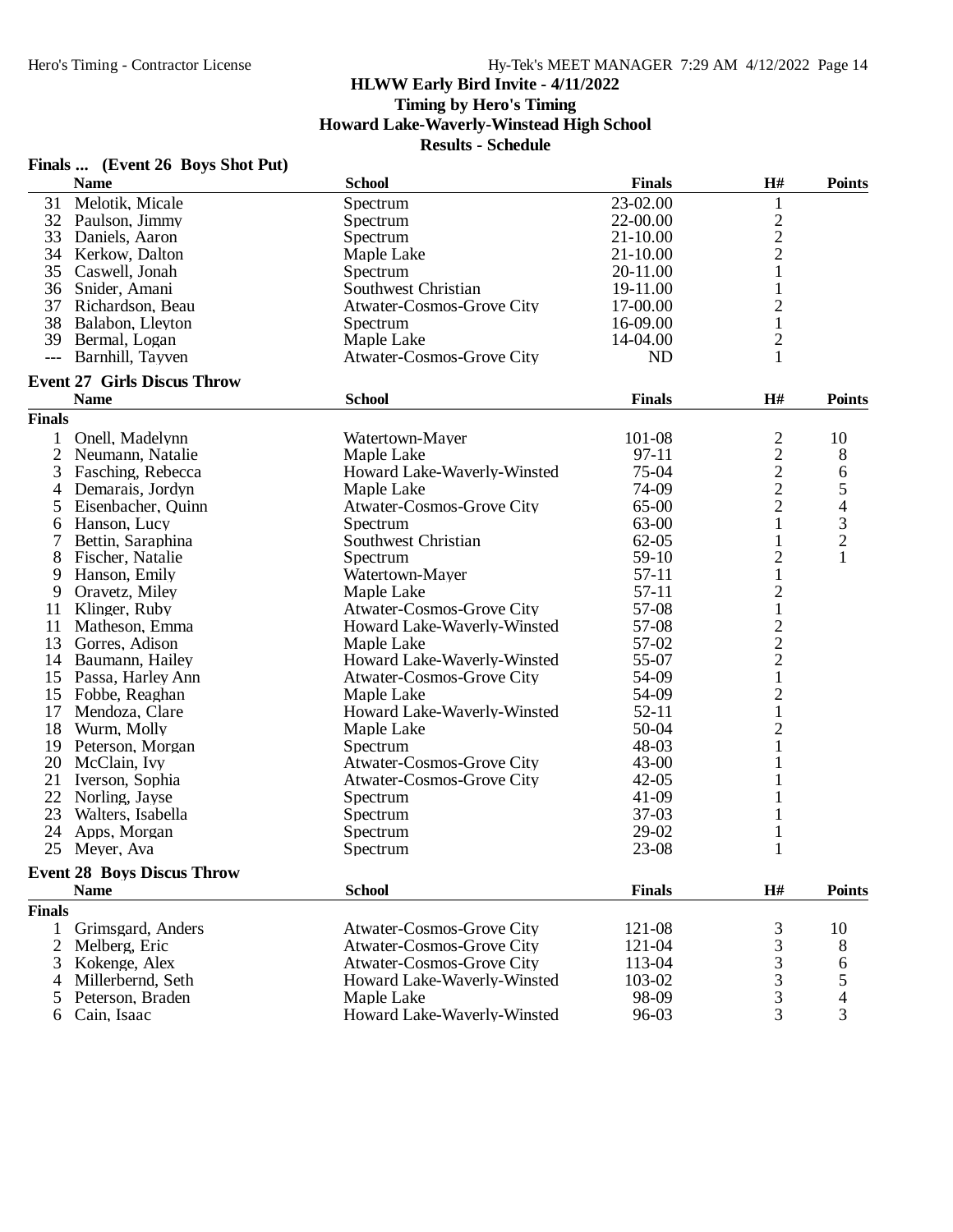HLWW Early Bird Invite - 4/11/2022

Timing by Hero's Timing

Howard Lake-Waverly-Winstead High School

Results - Schedule

### Finals ... (Event 26 Boys Shot Put)

| | Name | School | Finals | H# | Points |
|---|---|---|---|---|---|
| 31 | Melotik, Micale | Spectrum | 23-02.00 | 1 | |
| 32 | Paulson, Jimmy | Spectrum | 22-00.00 | 2 | |
| 33 | Daniels, Aaron | Spectrum | 21-10.00 | 2 | |
| 34 | Kerkow, Dalton | Maple Lake | 21-10.00 | 2 | |
| 35 | Caswell, Jonah | Spectrum | 20-11.00 | 1 | |
| 36 | Snider, Amani | Southwest Christian | 19-11.00 | 1 | |
| 37 | Richardson, Beau | Atwater-Cosmos-Grove City | 17-00.00 | 2 | |
| 38 | Balabon, Lleyton | Spectrum | 16-09.00 | 1 | |
| 39 | Bermal, Logan | Maple Lake | 14-04.00 | 2 | |
| --- | Barnhill, Tayven | Atwater-Cosmos-Grove City | ND | 1 | |

### Event 27 Girls Discus Throw

| | Name | School | Finals | H# | Points |
|---|---|---|---|---|---|
| **Finals** | | | | | |
| 1 | Onell, Madelynn | Watertown-Mayer | 101-08 | 2 | 10 |
| 2 | Neumann, Natalie | Maple Lake | 97-11 | 2 | 8 |
| 3 | Fasching, Rebecca | Howard Lake-Waverly-Winsted | 75-04 | 2 | 6 |
| 4 | Demarais, Jordyn | Maple Lake | 74-09 | 2 | 5 |
| 5 | Eisenbacher, Quinn | Atwater-Cosmos-Grove City | 65-00 | 2 | 4 |
| 6 | Hanson, Lucy | Spectrum | 63-00 | 1 | 3 |
| 7 | Bettin, Saraphina | Southwest Christian | 62-05 | 1 | 2 |
| 8 | Fischer, Natalie | Spectrum | 59-10 | 2 | 1 |
| 9 | Hanson, Emily | Watertown-Mayer | 57-11 | 1 | |
| 9 | Oravetz, Miley | Maple Lake | 57-11 | 2 | |
| 11 | Klinger, Ruby | Atwater-Cosmos-Grove City | 57-08 | 1 | |
| 11 | Matheson, Emma | Howard Lake-Waverly-Winsted | 57-08 | 2 | |
| 13 | Gorres, Adison | Maple Lake | 57-02 | 2 | |
| 14 | Baumann, Hailey | Howard Lake-Waverly-Winsted | 55-07 | 2 | |
| 15 | Passa, Harley Ann | Atwater-Cosmos-Grove City | 54-09 | 1 | |
| 15 | Fobbe, Reaghan | Maple Lake | 54-09 | 2 | |
| 17 | Mendoza, Clare | Howard Lake-Waverly-Winsted | 52-11 | 1 | |
| 18 | Wurm, Molly | Maple Lake | 50-04 | 2 | |
| 19 | Peterson, Morgan | Spectrum | 48-03 | 1 | |
| 20 | McClain, Ivy | Atwater-Cosmos-Grove City | 43-00 | 1 | |
| 21 | Iverson, Sophia | Atwater-Cosmos-Grove City | 42-05 | 1 | |
| 22 | Norling, Jayse | Spectrum | 41-09 | 1 | |
| 23 | Walters, Isabella | Spectrum | 37-03 | 1 | |
| 24 | Apps, Morgan | Spectrum | 29-02 | 1 | |
| 25 | Meyer, Ava | Spectrum | 23-08 | 1 | |

### Event 28 Boys Discus Throw

| | Name | School | Finals | H# | Points |
|---|---|---|---|---|---|
| **Finals** | | | | | |
| 1 | Grimsgard, Anders | Atwater-Cosmos-Grove City | 121-08 | 3 | 10 |
| 2 | Melberg, Eric | Atwater-Cosmos-Grove City | 121-04 | 3 | 8 |
| 3 | Kokenge, Alex | Atwater-Cosmos-Grove City | 113-04 | 3 | 6 |
| 4 | Millerbernd, Seth | Howard Lake-Waverly-Winsted | 103-02 | 3 | 5 |
| 5 | Peterson, Braden | Maple Lake | 98-09 | 3 | 4 |
| 6 | Cain, Isaac | Howard Lake-Waverly-Winsted | 96-03 | 3 | 3 |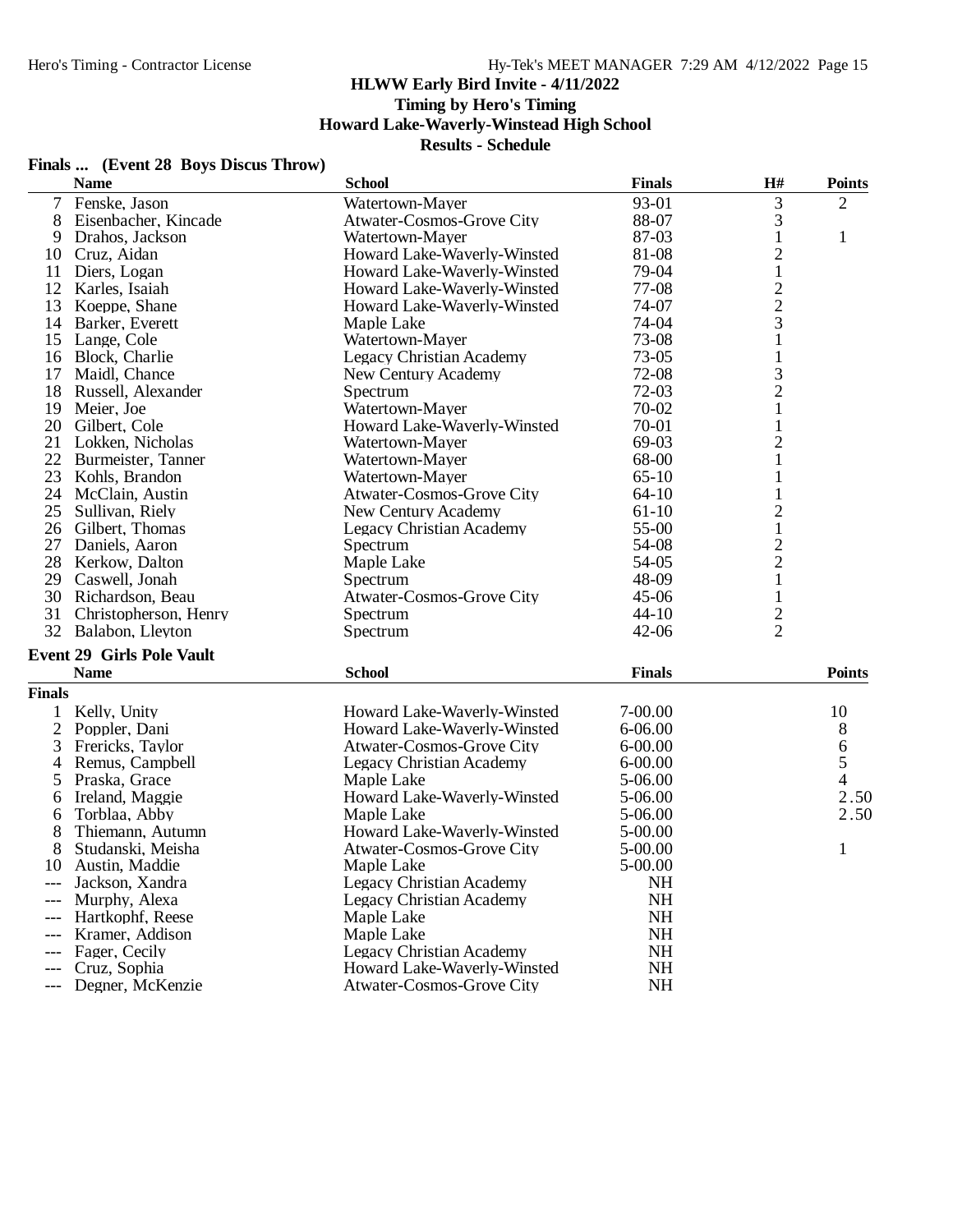# HLWW Early Bird Invite - 4/11/2022

**Timing by Hero's Timing**

**Howard Lake-Waverly-Winstead High School**

**Results - Schedule**

## Finals ... (Event 28 Boys Discus Throw)

| | Name | School | Finals | H# | Points |
|---|---|---|---|---|---|
| 7 | Fenske, Jason | Watertown-Mayer | 93-01 | 3 | 2 |
| 8 | Eisenbacher, Kincade | Atwater-Cosmos-Grove City | 88-07 | 3 | |
| 9 | Drahos, Jackson | Watertown-Mayer | 87-03 | 1 | 1 |
| 10 | Cruz, Aidan | Howard Lake-Waverly-Winsted | 81-08 | 2 | |
| 11 | Diers, Logan | Howard Lake-Waverly-Winsted | 79-04 | 1 | |
| 12 | Karles, Isaiah | Howard Lake-Waverly-Winsted | 77-08 | 2 | |
| 13 | Koeppe, Shane | Howard Lake-Waverly-Winsted | 74-07 | 2 | |
| 14 | Barker, Everett | Maple Lake | 74-04 | 3 | |
| 15 | Lange, Cole | Watertown-Mayer | 73-08 | 1 | |
| 16 | Block, Charlie | Legacy Christian Academy | 73-05 | 1 | |
| 17 | Maidl, Chance | New Century Academy | 72-08 | 3 | |
| 18 | Russell, Alexander | Spectrum | 72-03 | 2 | |
| 19 | Meier, Joe | Watertown-Mayer | 70-02 | 1 | |
| 20 | Gilbert, Cole | Howard Lake-Waverly-Winsted | 70-01 | 1 | |
| 21 | Lokken, Nicholas | Watertown-Mayer | 69-03 | 2 | |
| 22 | Burmeister, Tanner | Watertown-Mayer | 68-00 | 1 | |
| 23 | Kohls, Brandon | Watertown-Mayer | 65-10 | 1 | |
| 24 | McClain, Austin | Atwater-Cosmos-Grove City | 64-10 | 1 | |
| 25 | Sullivan, Riely | New Century Academy | 61-10 | 2 | |
| 26 | Gilbert, Thomas | Legacy Christian Academy | 55-00 | 1 | |
| 27 | Daniels, Aaron | Spectrum | 54-08 | 2 | |
| 28 | Kerkow, Dalton | Maple Lake | 54-05 | 2 | |
| 29 | Caswell, Jonah | Spectrum | 48-09 | 1 | |
| 30 | Richardson, Beau | Atwater-Cosmos-Grove City | 45-06 | 1 | |
| 31 | Christopherson, Henry | Spectrum | 44-10 | 2 | |
| 32 | Balabon, Lleyton | Spectrum | 42-06 | 2 | |

## Event 29 Girls Pole Vault

| | Name | School | Finals | Points |
|---|---|---|---|---|
| **Finals** | | | | |
| 1 | Kelly, Unity | Howard Lake-Waverly-Winsted | 7-00.00 | 10 |
| 2 | Poppler, Dani | Howard Lake-Waverly-Winsted | 6-06.00 | 8 |
| 3 | Frericks, Taylor | Atwater-Cosmos-Grove City | 6-00.00 | 6 |
| 4 | Remus, Campbell | Legacy Christian Academy | 6-00.00 | 5 |
| 5 | Praska, Grace | Maple Lake | 5-06.00 | 4 |
| 6 | Ireland, Maggie | Howard Lake-Waverly-Winsted | 5-06.00 | 2.50 |
| 6 | Torblaa, Abby | Maple Lake | 5-06.00 | 2.50 |
| 8 | Thiemann, Autumn | Howard Lake-Waverly-Winsted | 5-00.00 | |
| 8 | Studanski, Meisha | Atwater-Cosmos-Grove City | 5-00.00 | 1 |
| 10 | Austin, Maddie | Maple Lake | 5-00.00 | |
| --- | Jackson, Xandra | Legacy Christian Academy | NH | |
| --- | Murphy, Alexa | Legacy Christian Academy | NH | |
| --- | Hartkophf, Reese | Maple Lake | NH | |
| --- | Kramer, Addison | Maple Lake | NH | |
| --- | Fager, Cecily | Legacy Christian Academy | NH | |
| --- | Cruz, Sophia | Howard Lake-Waverly-Winsted | NH | |
| --- | Degner, McKenzie | Atwater-Cosmos-Grove City | NH | |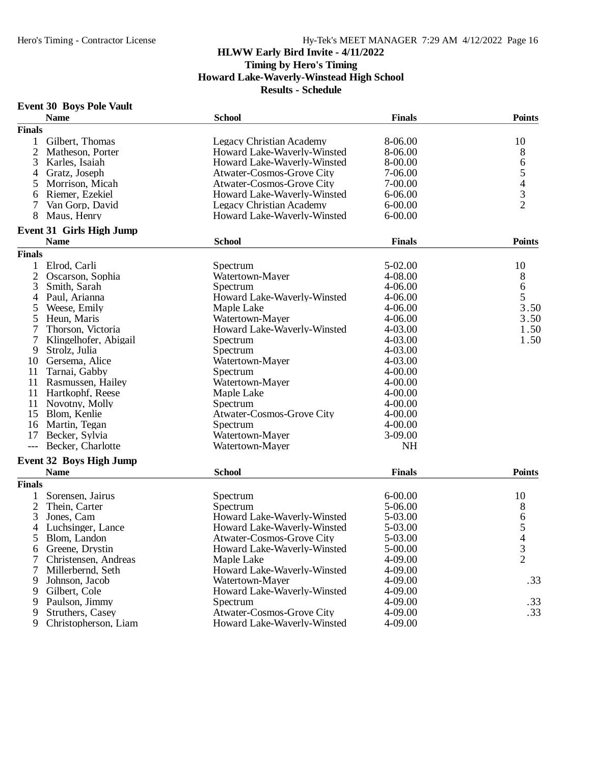# HLWW Early Bird Invite - 4/11/2022

**Timing by Hero's Timing**
**Howard Lake-Waverly-Winstead High School**
**Results - Schedule**

### Event 30 Boys Pole Vault

| | Name | School | Finals | Points |
|---|---|---|---|---|
| **Finals** | | | | |
| 1 | Gilbert, Thomas | Legacy Christian Academy | 8-06.00 | 10 |
| 2 | Matheson, Porter | Howard Lake-Waverly-Winsted | 8-06.00 | 8 |
| 3 | Karles, Isaiah | Howard Lake-Waverly-Winsted | 8-00.00 | 6 |
| 4 | Gratz, Joseph | Atwater-Cosmos-Grove City | 7-06.00 | 5 |
| 5 | Morrison, Micah | Atwater-Cosmos-Grove City | 7-00.00 | 4 |
| 6 | Riemer, Ezekiel | Howard Lake-Waverly-Winsted | 6-06.00 | 3 |
| 7 | Van Gorp, David | Legacy Christian Academy | 6-00.00 | 2 |
| 8 | Maus, Henry | Howard Lake-Waverly-Winsted | 6-00.00 | |

### Event 31 Girls High Jump

| | Name | School | Finals | Points |
|---|---|---|---|---|
| **Finals** | | | | |
| 1 | Elrod, Carli | Spectrum | 5-02.00 | 10 |
| 2 | Oscarson, Sophia | Watertown-Mayer | 4-08.00 | 8 |
| 3 | Smith, Sarah | Spectrum | 4-06.00 | 6 |
| 4 | Paul, Arianna | Howard Lake-Waverly-Winsted | 4-06.00 | 5 |
| 5 | Weese, Emily | Maple Lake | 4-06.00 | 3.50 |
| 5 | Heun, Maris | Watertown-Mayer | 4-06.00 | 3.50 |
| 7 | Thorson, Victoria | Howard Lake-Waverly-Winsted | 4-03.00 | 1.50 |
| 7 | Klingelhofer, Abigail | Spectrum | 4-03.00 | 1.50 |
| 9 | Strolz, Julia | Spectrum | 4-03.00 | |
| 10 | Gersema, Alice | Watertown-Mayer | 4-03.00 | |
| 11 | Tarnai, Gabby | Spectrum | 4-00.00 | |
| 11 | Rasmussen, Hailey | Watertown-Mayer | 4-00.00 | |
| 11 | Hartkophf, Reese | Maple Lake | 4-00.00 | |
| 11 | Novotny, Molly | Spectrum | 4-00.00 | |
| 15 | Blom, Kenlie | Atwater-Cosmos-Grove City | 4-00.00 | |
| 16 | Martin, Tegan | Spectrum | 4-00.00 | |
| 17 | Becker, Sylvia | Watertown-Mayer | 3-09.00 | |
| --- | Becker, Charlotte | Watertown-Mayer | NH | |

### Event 32 Boys High Jump

| | Name | School | Finals | Points |
|---|---|---|---|---|
| **Finals** | | | | |
| 1 | Sorensen, Jairus | Spectrum | 6-00.00 | 10 |
| 2 | Thein, Carter | Spectrum | 5-06.00 | 8 |
| 3 | Jones, Cam | Howard Lake-Waverly-Winsted | 5-03.00 | 6 |
| 4 | Luchsinger, Lance | Howard Lake-Waverly-Winsted | 5-03.00 | 5 |
| 5 | Blom, Landon | Atwater-Cosmos-Grove City | 5-03.00 | 4 |
| 6 | Greene, Drystin | Howard Lake-Waverly-Winsted | 5-00.00 | 3 |
| 7 | Christensen, Andreas | Maple Lake | 4-09.00 | 2 |
| 7 | Millerbernd, Seth | Howard Lake-Waverly-Winsted | 4-09.00 | |
| 9 | Johnson, Jacob | Watertown-Mayer | 4-09.00 | .33 |
| 9 | Gilbert, Cole | Howard Lake-Waverly-Winsted | 4-09.00 | |
| 9 | Paulson, Jimmy | Spectrum | 4-09.00 | .33 |
| 9 | Struthers, Casey | Atwater-Cosmos-Grove City | 4-09.00 | .33 |
| 9 | Christopherson, Liam | Howard Lake-Waverly-Winsted | 4-09.00 | |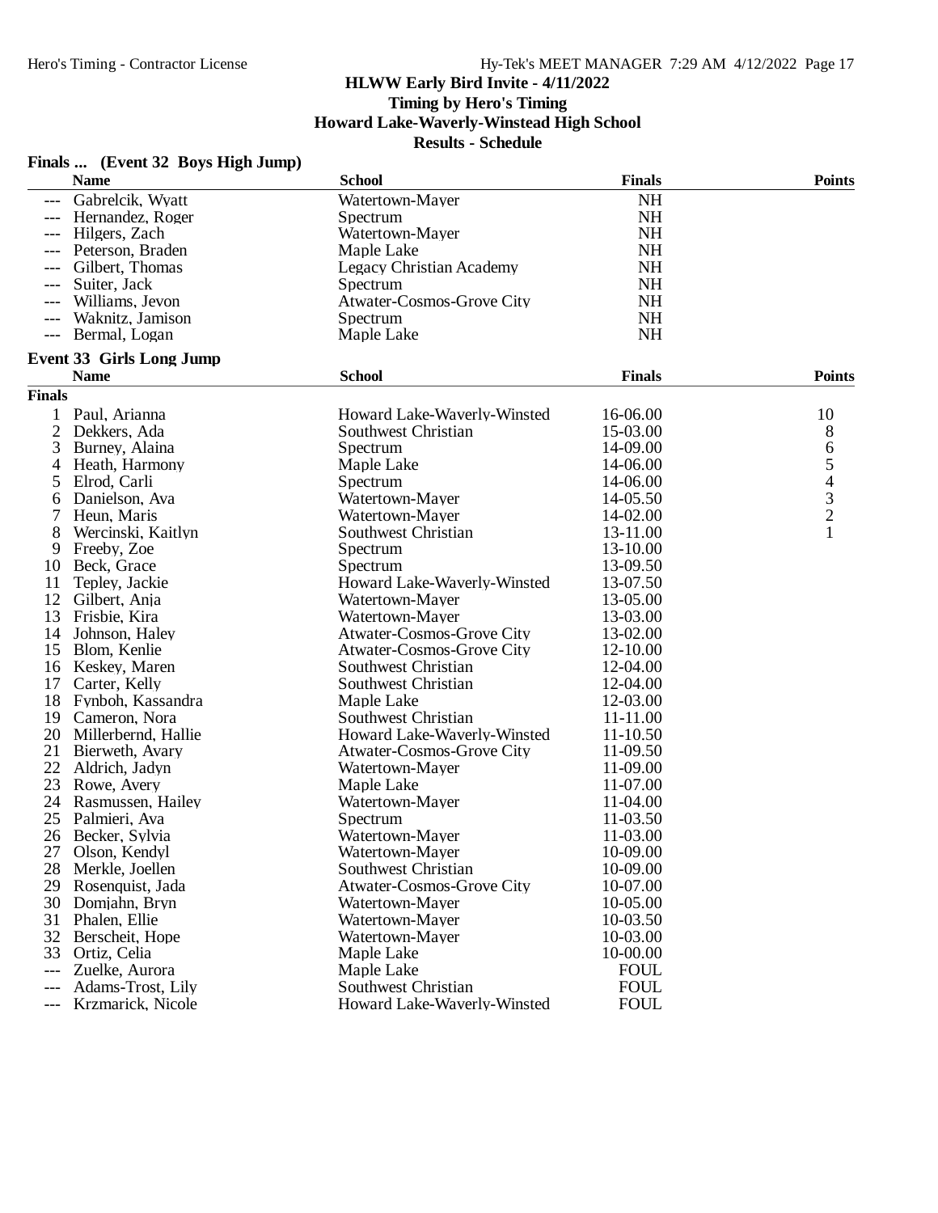# HLWW Early Bird Invite - 4/11/2022

**Timing by Hero's Timing**

**Howard Lake-Waverly-Winstead High School**

**Results - Schedule**

## Finals ... (Event 32 Boys High Jump)

| | Name | School | Finals | Points |
|---|---|---|---|---|
| --- | Gabrelcik, Wyatt | Watertown-Mayer | NH | |
| --- | Hernandez, Roger | Spectrum | NH | |
| --- | Hilgers, Zach | Watertown-Mayer | NH | |
| --- | Peterson, Braden | Maple Lake | NH | |
| --- | Gilbert, Thomas | Legacy Christian Academy | NH | |
| --- | Suiter, Jack | Spectrum | NH | |
| --- | Williams, Jevon | Atwater-Cosmos-Grove City | NH | |
| --- | Waknitz, Jamison | Spectrum | NH | |
| --- | Bermal, Logan | Maple Lake | NH | |

## Event 33 Girls Long Jump

**Finals**

| | Name | School | Finals | Points |
|---|---|---|---|---|
| 1 | Paul, Arianna | Howard Lake-Waverly-Winsted | 16-06.00 | 10 |
| 2 | Dekkers, Ada | Southwest Christian | 15-03.00 | 8 |
| 3 | Burney, Alaina | Spectrum | 14-09.00 | 6 |
| 4 | Heath, Harmony | Maple Lake | 14-06.00 | 5 |
| 5 | Elrod, Carli | Spectrum | 14-06.00 | 4 |
| 6 | Danielson, Ava | Watertown-Mayer | 14-05.50 | 3 |
| 7 | Heun, Maris | Watertown-Mayer | 14-02.00 | 2 |
| 8 | Wercinski, Kaitlyn | Southwest Christian | 13-11.00 | 1 |
| 9 | Freeby, Zoe | Spectrum | 13-10.00 | |
| 10 | Beck, Grace | Spectrum | 13-09.50 | |
| 11 | Tepley, Jackie | Howard Lake-Waverly-Winsted | 13-07.50 | |
| 12 | Gilbert, Anja | Watertown-Mayer | 13-05.00 | |
| 13 | Frisbie, Kira | Watertown-Mayer | 13-03.00 | |
| 14 | Johnson, Haley | Atwater-Cosmos-Grove City | 13-02.00 | |
| 15 | Blom, Kenlie | Atwater-Cosmos-Grove City | 12-10.00 | |
| 16 | Keskey, Maren | Southwest Christian | 12-04.00 | |
| 17 | Carter, Kelly | Southwest Christian | 12-04.00 | |
| 18 | Fynboh, Kassandra | Maple Lake | 12-03.00 | |
| 19 | Cameron, Nora | Southwest Christian | 11-11.00 | |
| 20 | Millerbernd, Hallie | Howard Lake-Waverly-Winsted | 11-10.50 | |
| 21 | Bierweth, Avary | Atwater-Cosmos-Grove City | 11-09.50 | |
| 22 | Aldrich, Jadyn | Watertown-Mayer | 11-09.00 | |
| 23 | Rowe, Avery | Maple Lake | 11-07.00 | |
| 24 | Rasmussen, Hailey | Watertown-Mayer | 11-04.00 | |
| 25 | Palmieri, Ava | Spectrum | 11-03.50 | |
| 26 | Becker, Sylvia | Watertown-Mayer | 11-03.00 | |
| 27 | Olson, Kendyl | Watertown-Mayer | 10-09.00 | |
| 28 | Merkle, Joellen | Southwest Christian | 10-09.00 | |
| 29 | Rosenquist, Jada | Atwater-Cosmos-Grove City | 10-07.00 | |
| 30 | Domjahn, Bryn | Watertown-Mayer | 10-05.00 | |
| 31 | Phalen, Ellie | Watertown-Mayer | 10-03.50 | |
| 32 | Berscheit, Hope | Watertown-Mayer | 10-03.00 | |
| 33 | Ortiz, Celia | Maple Lake | 10-00.00 | |
| --- | Zuelke, Aurora | Maple Lake | FOUL | |
| --- | Adams-Trost, Lily | Southwest Christian | FOUL | |
| --- | Krzmarick, Nicole | Howard Lake-Waverly-Winsted | FOUL | |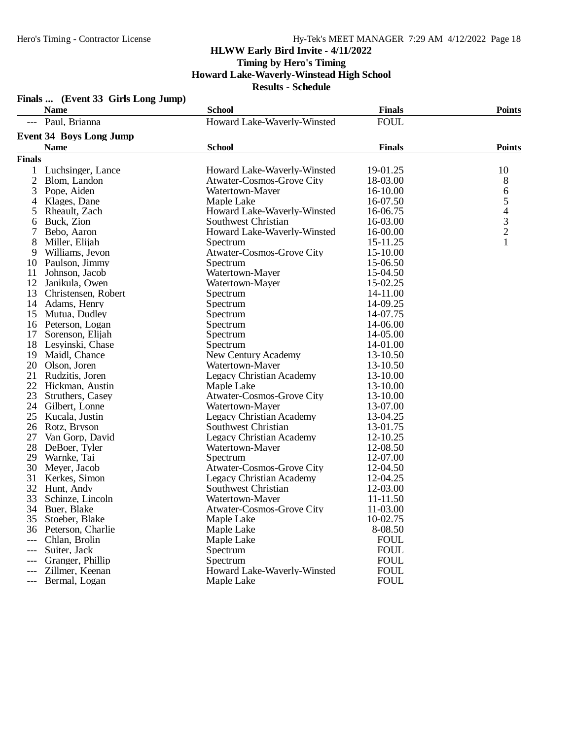## Finals ... (Event 33 Girls Long Jump)

| | Name | School | Finals | Points |
|---|---|---|---|---|
| --- | Paul, Brianna | Howard Lake-Waverly-Winsted | FOUL | |

## Event 34 Boys Long Jump

**Finals**

| | Name | School | Finals | Points |
|---|---|---|---|---|
| 1 | Luchsinger, Lance | Howard Lake-Waverly-Winsted | 19-01.25 | 10 |
| 2 | Blom, Landon | Atwater-Cosmos-Grove City | 18-03.00 | 8 |
| 3 | Pope, Aiden | Watertown-Mayer | 16-10.00 | 6 |
| 4 | Klages, Dane | Maple Lake | 16-07.50 | 5 |
| 5 | Rheault, Zach | Howard Lake-Waverly-Winsted | 16-06.75 | 4 |
| 6 | Buck, Zion | Southwest Christian | 16-03.00 | 3 |
| 7 | Bebo, Aaron | Howard Lake-Waverly-Winsted | 16-00.00 | 2 |
| 8 | Miller, Elijah | Spectrum | 15-11.25 | 1 |
| 9 | Williams, Jevon | Atwater-Cosmos-Grove City | 15-10.00 | |
| 10 | Paulson, Jimmy | Spectrum | 15-06.50 | |
| 11 | Johnson, Jacob | Watertown-Mayer | 15-04.50 | |
| 12 | Janikula, Owen | Watertown-Mayer | 15-02.25 | |
| 13 | Christensen, Robert | Spectrum | 14-11.00 | |
| 14 | Adams, Henry | Spectrum | 14-09.25 | |
| 15 | Mutua, Dudley | Spectrum | 14-07.75 | |
| 16 | Peterson, Logan | Spectrum | 14-06.00 | |
| 17 | Sorenson, Elijah | Spectrum | 14-05.00 | |
| 18 | Lesyinski, Chase | Spectrum | 14-01.00 | |
| 19 | Maidl, Chance | New Century Academy | 13-10.50 | |
| 20 | Olson, Joren | Watertown-Mayer | 13-10.50 | |
| 21 | Rudzitis, Joren | Legacy Christian Academy | 13-10.00 | |
| 22 | Hickman, Austin | Maple Lake | 13-10.00 | |
| 23 | Struthers, Casey | Atwater-Cosmos-Grove City | 13-10.00 | |
| 24 | Gilbert, Lonne | Watertown-Mayer | 13-07.00 | |
| 25 | Kucala, Justin | Legacy Christian Academy | 13-04.25 | |
| 26 | Rotz, Bryson | Southwest Christian | 13-01.75 | |
| 27 | Van Gorp, David | Legacy Christian Academy | 12-10.25 | |
| 28 | DeBoer, Tyler | Watertown-Mayer | 12-08.50 | |
| 29 | Warnke, Tai | Spectrum | 12-07.00 | |
| 30 | Meyer, Jacob | Atwater-Cosmos-Grove City | 12-04.50 | |
| 31 | Kerkes, Simon | Legacy Christian Academy | 12-04.25 | |
| 32 | Hunt, Andy | Southwest Christian | 12-03.00 | |
| 33 | Schinze, Lincoln | Watertown-Mayer | 11-11.50 | |
| 34 | Buer, Blake | Atwater-Cosmos-Grove City | 11-03.00 | |
| 35 | Stoeber, Blake | Maple Lake | 10-02.75 | |
| 36 | Peterson, Charlie | Maple Lake | 8-08.50 | |
| --- | Chlan, Brolin | Maple Lake | FOUL | |
| --- | Suiter, Jack | Spectrum | FOUL | |
| --- | Granger, Phillip | Spectrum | FOUL | |
| --- | Zillmer, Keenan | Howard Lake-Waverly-Winsted | FOUL | |
| --- | Bermal, Logan | Maple Lake | FOUL | |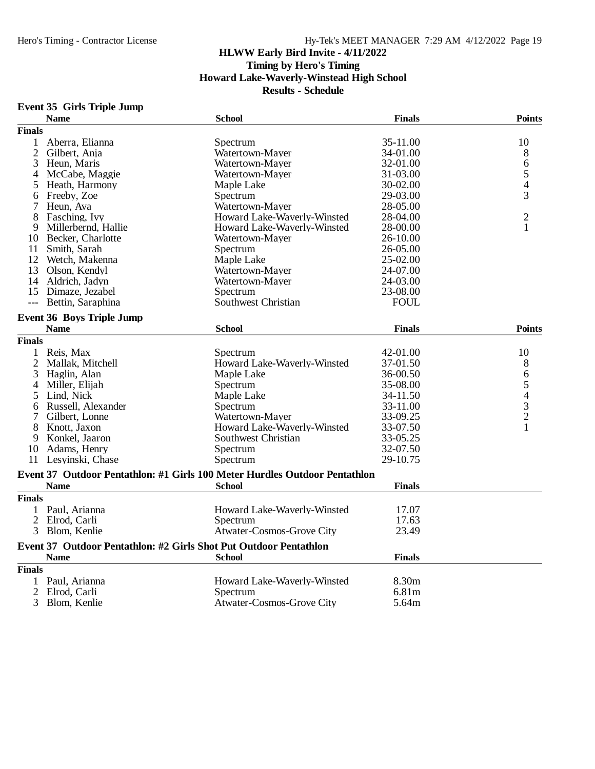## HLWW Early Bird Invite - 4/11/2022

**Timing by Hero's Timing**
**Howard Lake-Waverly-Winstead High School**
**Results - Schedule**

### Event 35 Girls Triple Jump

| | Name | School | Finals | Points |
|---|---|---|---|---|
| **Finals** | | | | |
| 1 | Aberra, Elianna | Spectrum | 35-11.00 | 10 |
| 2 | Gilbert, Anja | Watertown-Mayer | 34-01.00 | 8 |
| 3 | Heun, Maris | Watertown-Mayer | 32-01.00 | 6 |
| 4 | McCabe, Maggie | Watertown-Mayer | 31-03.00 | 5 |
| 5 | Heath, Harmony | Maple Lake | 30-02.00 | 4 |
| 6 | Freeby, Zoe | Spectrum | 29-03.00 | 3 |
| 7 | Heun, Ava | Watertown-Mayer | 28-05.00 | |
| 8 | Fasching, Ivy | Howard Lake-Waverly-Winsted | 28-04.00 | 2 |
| 9 | Millerbernd, Hallie | Howard Lake-Waverly-Winsted | 28-00.00 | 1 |
| 10 | Becker, Charlotte | Watertown-Mayer | 26-10.00 | |
| 11 | Smith, Sarah | Spectrum | 26-05.00 | |
| 12 | Wetch, Makenna | Maple Lake | 25-02.00 | |
| 13 | Olson, Kendyl | Watertown-Mayer | 24-07.00 | |
| 14 | Aldrich, Jadyn | Watertown-Mayer | 24-03.00 | |
| 15 | Dimaze, Jezabel | Spectrum | 23-08.00 | |
| --- | Bettin, Saraphina | Southwest Christian | FOUL | |

### Event 36 Boys Triple Jump

| | Name | School | Finals | Points |
|---|---|---|---|---|
| **Finals** | | | | |
| 1 | Reis, Max | Spectrum | 42-01.00 | 10 |
| 2 | Mallak, Mitchell | Howard Lake-Waverly-Winsted | 37-01.50 | 8 |
| 3 | Haglin, Alan | Maple Lake | 36-00.50 | 6 |
| 4 | Miller, Elijah | Spectrum | 35-08.00 | 5 |
| 5 | Lind, Nick | Maple Lake | 34-11.50 | 4 |
| 6 | Russell, Alexander | Spectrum | 33-11.00 | 3 |
| 7 | Gilbert, Lonne | Watertown-Mayer | 33-09.25 | 2 |
| 8 | Knott, Jaxon | Howard Lake-Waverly-Winsted | 33-07.50 | 1 |
| 9 | Konkel, Jaaron | Southwest Christian | 33-05.25 | |
| 10 | Adams, Henry | Spectrum | 32-07.50 | |
| 11 | Lesyinski, Chase | Spectrum | 29-10.75 | |

### Event 37 Outdoor Pentathlon: #1 Girls 100 Meter Hurdles Outdoor Pentathlon

| | Name | School | Finals |
|---|---|---|---|
| **Finals** | | | |
| 1 | Paul, Arianna | Howard Lake-Waverly-Winsted | 17.07 |
| 2 | Elrod, Carli | Spectrum | 17.63 |
| 3 | Blom, Kenlie | Atwater-Cosmos-Grove City | 23.49 |

### Event 37 Outdoor Pentathlon: #2 Girls Shot Put Outdoor Pentathlon

| | Name | School | Finals |
|---|---|---|---|
| **Finals** | | | |
| 1 | Paul, Arianna | Howard Lake-Waverly-Winsted | 8.30m |
| 2 | Elrod, Carli | Spectrum | 6.81m |
| 3 | Blom, Kenlie | Atwater-Cosmos-Grove City | 5.64m |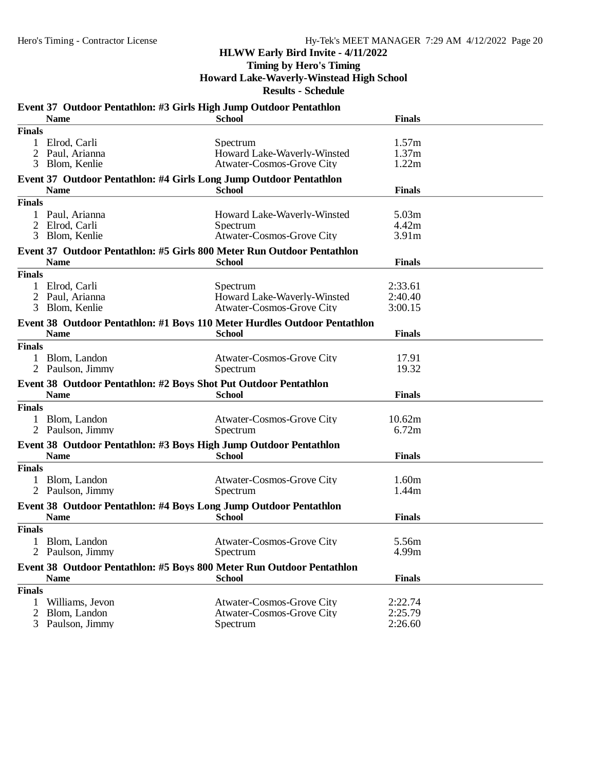# HLWW Early Bird Invite - 4/11/2022

**Timing by Hero's Timing**

**Howard Lake-Waverly-Winstead High School**

**Results - Schedule**

### Event 37 Outdoor Pentathlon: #3 Girls High Jump Outdoor Pentathlon

| | Name | School | Finals |
|---|---|---|---|
| **Finals** | | | |
| 1 | Elrod, Carli | Spectrum | 1.57m |
| 2 | Paul, Arianna | Howard Lake-Waverly-Winsted | 1.37m |
| 3 | Blom, Kenlie | Atwater-Cosmos-Grove City | 1.22m |

### Event 37 Outdoor Pentathlon: #4 Girls Long Jump Outdoor Pentathlon

| | Name | School | Finals |
|---|---|---|---|
| **Finals** | | | |
| 1 | Paul, Arianna | Howard Lake-Waverly-Winsted | 5.03m |
| 2 | Elrod, Carli | Spectrum | 4.42m |
| 3 | Blom, Kenlie | Atwater-Cosmos-Grove City | 3.91m |

### Event 37 Outdoor Pentathlon: #5 Girls 800 Meter Run Outdoor Pentathlon

| | Name | School | Finals |
|---|---|---|---|
| **Finals** | | | |
| 1 | Elrod, Carli | Spectrum | 2:33.61 |
| 2 | Paul, Arianna | Howard Lake-Waverly-Winsted | 2:40.40 |
| 3 | Blom, Kenlie | Atwater-Cosmos-Grove City | 3:00.15 |

### Event 38 Outdoor Pentathlon: #1 Boys 110 Meter Hurdles Outdoor Pentathlon

| | Name | School | Finals |
|---|---|---|---|
| **Finals** | | | |
| 1 | Blom, Landon | Atwater-Cosmos-Grove City | 17.91 |
| 2 | Paulson, Jimmy | Spectrum | 19.32 |

### Event 38 Outdoor Pentathlon: #2 Boys Shot Put Outdoor Pentathlon

| | Name | School | Finals |
|---|---|---|---|
| **Finals** | | | |
| 1 | Blom, Landon | Atwater-Cosmos-Grove City | 10.62m |
| 2 | Paulson, Jimmy | Spectrum | 6.72m |

### Event 38 Outdoor Pentathlon: #3 Boys High Jump Outdoor Pentathlon

| | Name | School | Finals |
|---|---|---|---|
| **Finals** | | | |
| 1 | Blom, Landon | Atwater-Cosmos-Grove City | 1.60m |
| 2 | Paulson, Jimmy | Spectrum | 1.44m |

### Event 38 Outdoor Pentathlon: #4 Boys Long Jump Outdoor Pentathlon

| | Name | School | Finals |
|---|---|---|---|
| **Finals** | | | |
| 1 | Blom, Landon | Atwater-Cosmos-Grove City | 5.56m |
| 2 | Paulson, Jimmy | Spectrum | 4.99m |

### Event 38 Outdoor Pentathlon: #5 Boys 800 Meter Run Outdoor Pentathlon

| | Name | School | Finals |
|---|---|---|---|
| **Finals** | | | |
| 1 | Williams, Jevon | Atwater-Cosmos-Grove City | 2:22.74 |
| 2 | Blom, Landon | Atwater-Cosmos-Grove City | 2:25.79 |
| 3 | Paulson, Jimmy | Spectrum | 2:26.60 |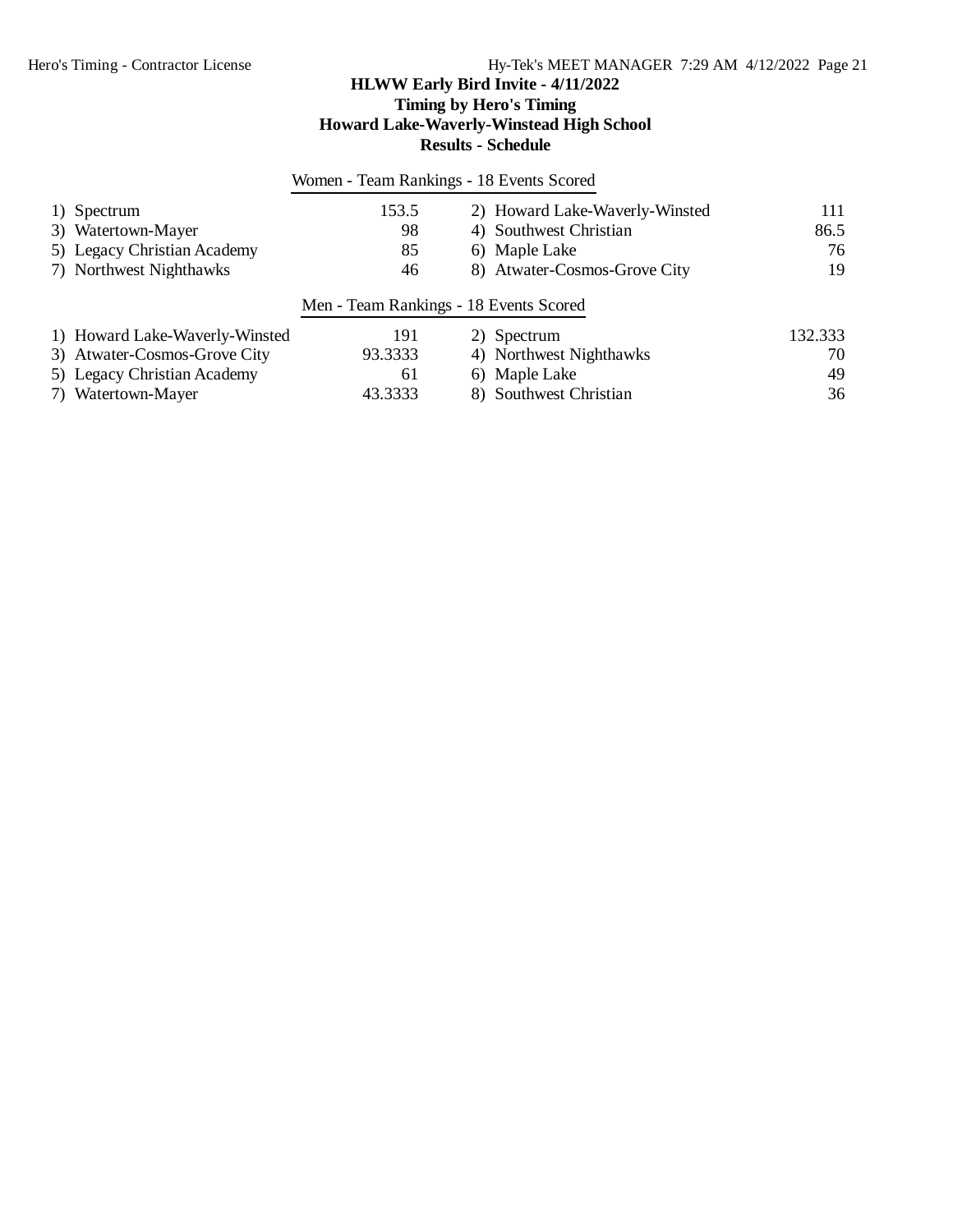**HLWW Early Bird Invite - 4/11/2022**
**Timing by Hero's Timing**
**Howard Lake-Waverly-Winstead High School**
**Results - Schedule**

## Women - Team Rankings - 18 Events Scored

| | | | |
|---|---|---|---|
| 1) Spectrum | 153.5 | 2) Howard Lake-Waverly-Winsted | 111 |
| 3) Watertown-Mayer | 98 | 4) Southwest Christian | 86.5 |
| 5) Legacy Christian Academy | 85 | 6) Maple Lake | 76 |
| 7) Northwest Nighthawks | 46 | 8) Atwater-Cosmos-Grove City | 19 |

## Men - Team Rankings - 18 Events Scored

| | | | |
|---|---|---|---|
| 1) Howard Lake-Waverly-Winsted | 191 | 2) Spectrum | 132.333 |
| 3) Atwater-Cosmos-Grove City | 93.3333 | 4) Northwest Nighthawks | 70 |
| 5) Legacy Christian Academy | 61 | 6) Maple Lake | 49 |
| 7) Watertown-Mayer | 43.3333 | 8) Southwest Christian | 36 |